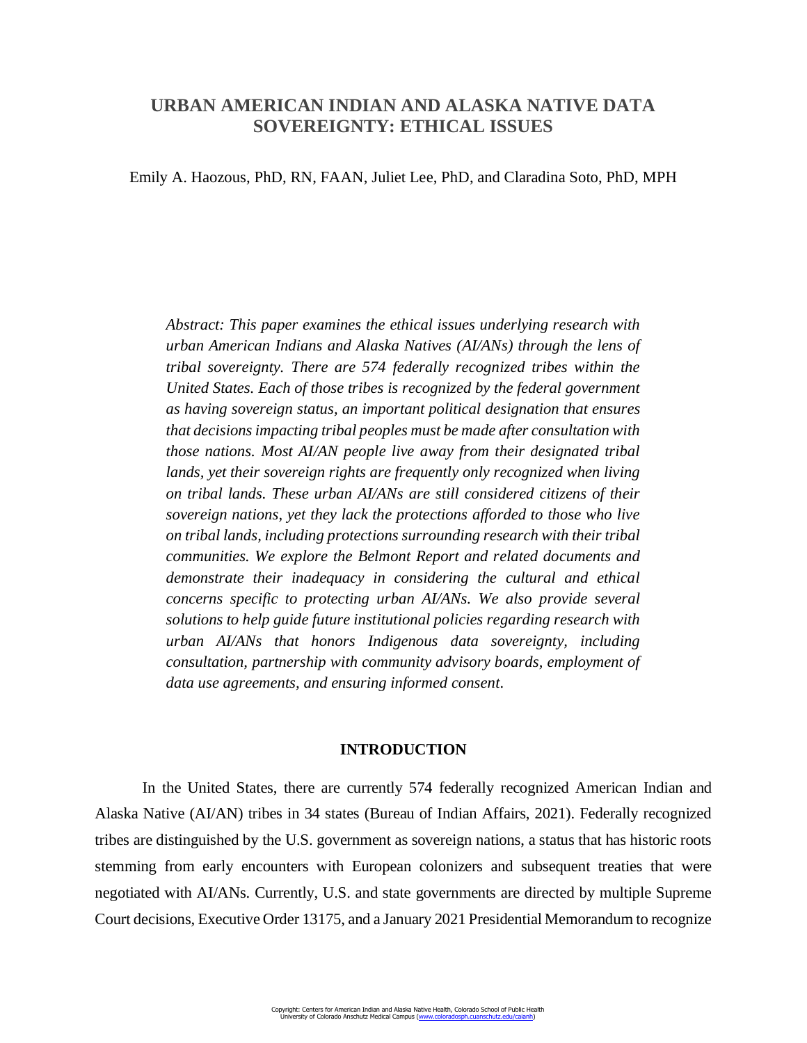# URBAN AMERICAN INDIAN AND ALASKA NATIVE DATA SOVEREIGNTY: ETHICAL ISSUES

Emily A. Haozous, PhD, RN, FAAN, Juliet Lee, PhD, and Claradina Soto, PhD, MPH

*Abstract: This paper examines the ethical issues underlying research with urban American Indians and Alaska Natives (AI/ANs) through the lens of tribal sovereignty. There are 574 federally recognized tribes within the United States. Each of those tribes is recognized by the federal government as having sovereign status, an important political designation that ensures that decisions impacting tribal peoples must be made after consultation with those nations. Most AI/AN people live away from their designated tribal lands, yet their sovereign rights are frequently only recognized when living on tribal lands. These urban AI/ANs are still considered citizens of their sovereign nations, yet they lack the protections afforded to those who live on tribal lands, including protections surrounding research with their tribal communities. We explore the Belmont Report and related documents and demonstrate their inadequacy in considering the cultural and ethical concerns specific to protecting urban AI/ANs. We also provide several solutions to help guide future institutional policies regarding research with urban AI/ANs that honors Indigenous data sovereignty, including consultation, partnership with community advisory boards, employment of data use agreements, and ensuring informed consent.*

## INTRODUCTION

In the United States, there are currently 574 federally recognized American Indian and Alaska Native (AI/AN) tribes in 34 states (Bureau of Indian Affairs, 2021). Federally recognized tribes are distinguished by the U.S. government as sovereign nations, a status that has historic roots stemming from early encounters with European colonizers and subsequent treaties that were negotiated with AI/ANs. Currently, U.S. and state governments are directed by multiple Supreme Court decisions, Executive Order 13175, and a January 2021 Presidential Memorandum to recognize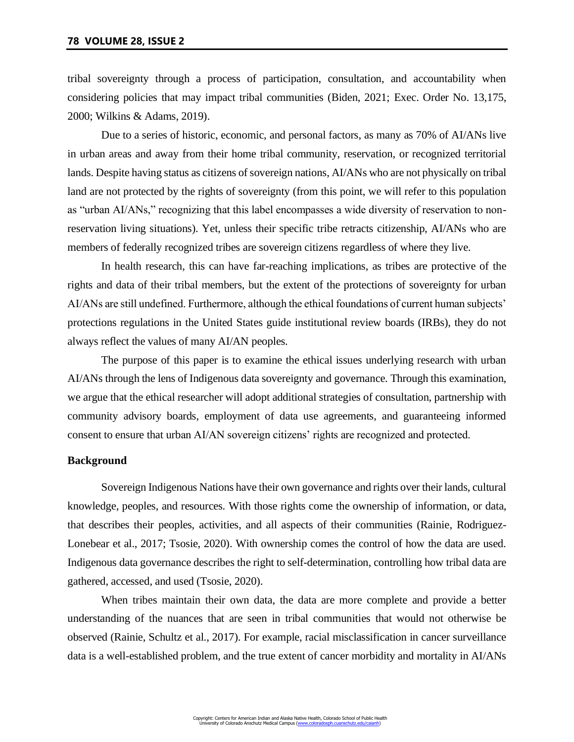tribal sovereignty through a process of participation, consultation, and accountability when considering policies that may impact tribal communities (Biden, 2021; Exec. Order No. 13,175, 2000; Wilkins & Adams, 2019).

Due to a series of historic, economic, and personal factors, as many as 70% of AI/ANs live in urban areas and away from their home tribal community, reservation, or recognized territorial lands. Despite having status as citizens of sovereign nations, AI/ANs who are not physically on tribal land are not protected by the rights of sovereignty (from this point, we will refer to this population as "urban AI/ANs," recognizing that this label encompasses a wide diversity of reservation to non-reservation living situations). Yet, unless their specific tribe retracts citizenship, AI/ANs who are members of federally recognized tribes are sovereign citizens regardless of where they live.

In health research, this can have far-reaching implications, as tribes are protective of the rights and data of their tribal members, but the extent of the protections of sovereignty for urban AI/ANs are still undefined. Furthermore, although the ethical foundations of current human subjects' protections regulations in the United States guide institutional review boards (IRBs), they do not always reflect the values of many AI/AN peoples.

The purpose of this paper is to examine the ethical issues underlying research with urban AI/ANs through the lens of Indigenous data sovereignty and governance. Through this examination, we argue that the ethical researcher will adopt additional strategies of consultation, partnership with community advisory boards, employment of data use agreements, and guaranteeing informed consent to ensure that urban AI/AN sovereign citizens' rights are recognized and protected.

## Background

Sovereign Indigenous Nations have their own governance and rights over their lands, cultural knowledge, peoples, and resources. With those rights come the ownership of information, or data, that describes their peoples, activities, and all aspects of their communities (Rainie, Rodriguez-Lonebear et al., 2017; Tsosie, 2020). With ownership comes the control of how the data are used. Indigenous data governance describes the right to self-determination, controlling how tribal data are gathered, accessed, and used (Tsosie, 2020).

When tribes maintain their own data, the data are more complete and provide a better understanding of the nuances that are seen in tribal communities that would not otherwise be observed (Rainie, Schultz et al., 2017). For example, racial misclassification in cancer surveillance data is a well-established problem, and the true extent of cancer morbidity and mortality in AI/ANs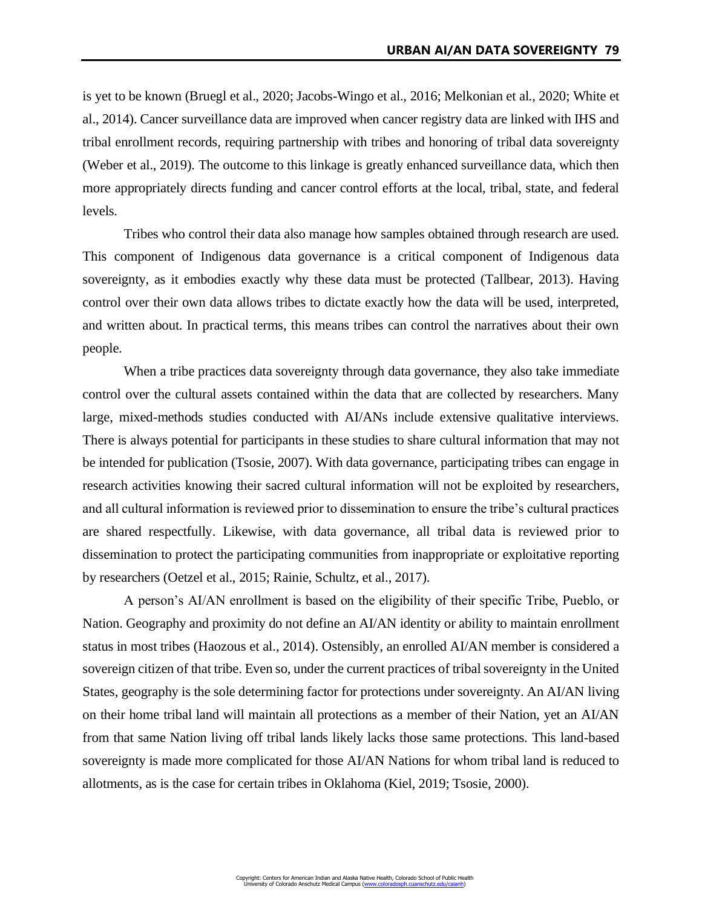is yet to be known (Bruegl et al., 2020; Jacobs-Wingo et al., 2016; Melkonian et al., 2020; White et al., 2014). Cancer surveillance data are improved when cancer registry data are linked with IHS and tribal enrollment records, requiring partnership with tribes and honoring of tribal data sovereignty (Weber et al., 2019). The outcome to this linkage is greatly enhanced surveillance data, which then more appropriately directs funding and cancer control efforts at the local, tribal, state, and federal levels.

Tribes who control their data also manage how samples obtained through research are used. This component of Indigenous data governance is a critical component of Indigenous data sovereignty, as it embodies exactly why these data must be protected (Tallbear, 2013). Having control over their own data allows tribes to dictate exactly how the data will be used, interpreted, and written about. In practical terms, this means tribes can control the narratives about their own people.

When a tribe practices data sovereignty through data governance, they also take immediate control over the cultural assets contained within the data that are collected by researchers. Many large, mixed-methods studies conducted with AI/ANs include extensive qualitative interviews. There is always potential for participants in these studies to share cultural information that may not be intended for publication (Tsosie, 2007). With data governance, participating tribes can engage in research activities knowing their sacred cultural information will not be exploited by researchers, and all cultural information is reviewed prior to dissemination to ensure the tribe's cultural practices are shared respectfully. Likewise, with data governance, all tribal data is reviewed prior to dissemination to protect the participating communities from inappropriate or exploitative reporting by researchers (Oetzel et al., 2015; Rainie, Schultz, et al., 2017).

A person's AI/AN enrollment is based on the eligibility of their specific Tribe, Pueblo, or Nation. Geography and proximity do not define an AI/AN identity or ability to maintain enrollment status in most tribes (Haozous et al., 2014). Ostensibly, an enrolled AI/AN member is considered a sovereign citizen of that tribe. Even so, under the current practices of tribal sovereignty in the United States, geography is the sole determining factor for protections under sovereignty. An AI/AN living on their home tribal land will maintain all protections as a member of their Nation, yet an AI/AN from that same Nation living off tribal lands likely lacks those same protections. This land-based sovereignty is made more complicated for those AI/AN Nations for whom tribal land is reduced to allotments, as is the case for certain tribes in Oklahoma (Kiel, 2019; Tsosie, 2000).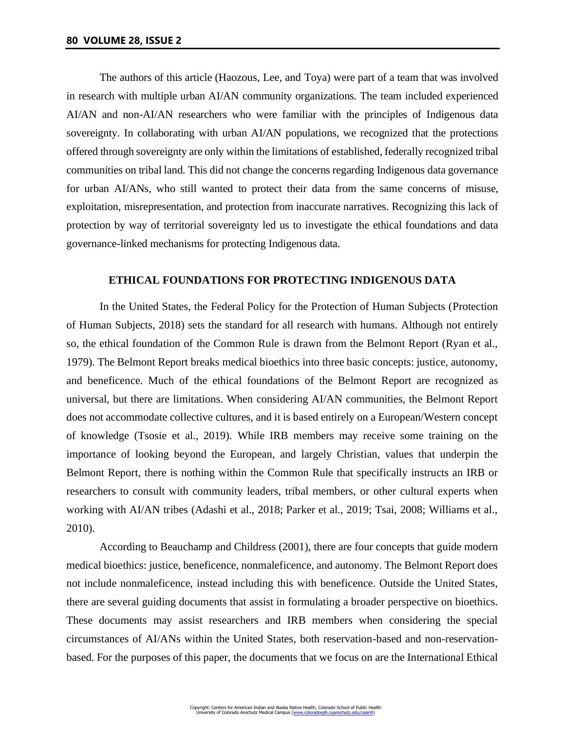The authors of this article (Haozous, Lee, and Toya) were part of a team that was involved in research with multiple urban AI/AN community organizations. The team included experienced AI/AN and non-AI/AN researchers who were familiar with the principles of Indigenous data sovereignty. In collaborating with urban AI/AN populations, we recognized that the protections offered through sovereignty are only within the limitations of established, federally recognized tribal communities on tribal land. This did not change the concerns regarding Indigenous data governance for urban AI/ANs, who still wanted to protect their data from the same concerns of misuse, exploitation, misrepresentation, and protection from inaccurate narratives. Recognizing this lack of protection by way of territorial sovereignty led us to investigate the ethical foundations and data governance-linked mechanisms for protecting Indigenous data.

## ETHICAL FOUNDATIONS FOR PROTECTING INDIGENOUS DATA

In the United States, the Federal Policy for the Protection of Human Subjects (Protection of Human Subjects, 2018) sets the standard for all research with humans. Although not entirely so, the ethical foundation of the Common Rule is drawn from the Belmont Report (Ryan et al., 1979). The Belmont Report breaks medical bioethics into three basic concepts: justice, autonomy, and beneficence. Much of the ethical foundations of the Belmont Report are recognized as universal, but there are limitations. When considering AI/AN communities, the Belmont Report does not accommodate collective cultures, and it is based entirely on a European/Western concept of knowledge (Tsosie et al., 2019). While IRB members may receive some training on the importance of looking beyond the European, and largely Christian, values that underpin the Belmont Report, there is nothing within the Common Rule that specifically instructs an IRB or researchers to consult with community leaders, tribal members, or other cultural experts when working with AI/AN tribes (Adashi et al., 2018; Parker et al., 2019; Tsai, 2008; Williams et al., 2010).

According to Beauchamp and Childress (2001), there are four concepts that guide modern medical bioethics: justice, beneficence, nonmaleficence, and autonomy. The Belmont Report does not include nonmaleficence, instead including this with beneficence. Outside the United States, there are several guiding documents that assist in formulating a broader perspective on bioethics. These documents may assist researchers and IRB members when considering the special circumstances of AI/ANs within the United States, both reservation-based and non-reservation-based. For the purposes of this paper, the documents that we focus on are the International Ethical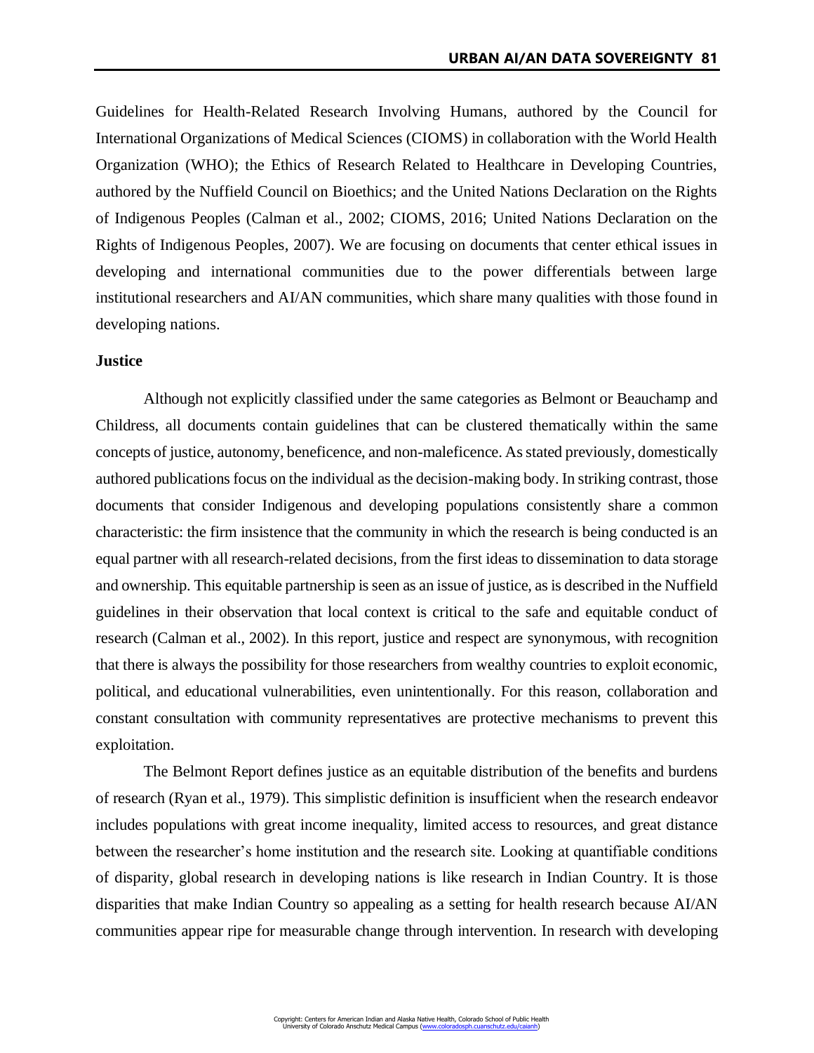Guidelines for Health-Related Research Involving Humans, authored by the Council for International Organizations of Medical Sciences (CIOMS) in collaboration with the World Health Organization (WHO); the Ethics of Research Related to Healthcare in Developing Countries, authored by the Nuffield Council on Bioethics; and the United Nations Declaration on the Rights of Indigenous Peoples (Calman et al., 2002; CIOMS, 2016; United Nations Declaration on the Rights of Indigenous Peoples, 2007). We are focusing on documents that center ethical issues in developing and international communities due to the power differentials between large institutional researchers and AI/AN communities, which share many qualities with those found in developing nations.

**Justice**

Although not explicitly classified under the same categories as Belmont or Beauchamp and Childress, all documents contain guidelines that can be clustered thematically within the same concepts of justice, autonomy, beneficence, and non-maleficence. As stated previously, domestically authored publications focus on the individual as the decision-making body. In striking contrast, those documents that consider Indigenous and developing populations consistently share a common characteristic: the firm insistence that the community in which the research is being conducted is an equal partner with all research-related decisions, from the first ideas to dissemination to data storage and ownership. This equitable partnership is seen as an issue of justice, as is described in the Nuffield guidelines in their observation that local context is critical to the safe and equitable conduct of research (Calman et al., 2002). In this report, justice and respect are synonymous, with recognition that there is always the possibility for those researchers from wealthy countries to exploit economic, political, and educational vulnerabilities, even unintentionally. For this reason, collaboration and constant consultation with community representatives are protective mechanisms to prevent this exploitation.

The Belmont Report defines justice as an equitable distribution of the benefits and burdens of research (Ryan et al., 1979). This simplistic definition is insufficient when the research endeavor includes populations with great income inequality, limited access to resources, and great distance between the researcher's home institution and the research site. Looking at quantifiable conditions of disparity, global research in developing nations is like research in Indian Country. It is those disparities that make Indian Country so appealing as a setting for health research because AI/AN communities appear ripe for measurable change through intervention. In research with developing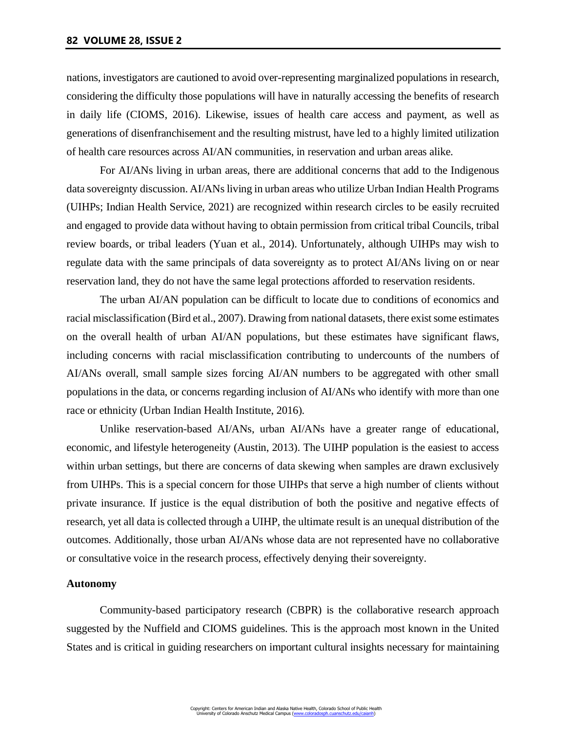nations, investigators are cautioned to avoid over-representing marginalized populations in research, considering the difficulty those populations will have in naturally accessing the benefits of research in daily life (CIOMS, 2016). Likewise, issues of health care access and payment, as well as generations of disenfranchisement and the resulting mistrust, have led to a highly limited utilization of health care resources across AI/AN communities, in reservation and urban areas alike.

For AI/ANs living in urban areas, there are additional concerns that add to the Indigenous data sovereignty discussion. AI/ANs living in urban areas who utilize Urban Indian Health Programs (UIHPs; Indian Health Service, 2021) are recognized within research circles to be easily recruited and engaged to provide data without having to obtain permission from critical tribal Councils, tribal review boards, or tribal leaders (Yuan et al., 2014). Unfortunately, although UIHPs may wish to regulate data with the same principals of data sovereignty as to protect AI/ANs living on or near reservation land, they do not have the same legal protections afforded to reservation residents.

The urban AI/AN population can be difficult to locate due to conditions of economics and racial misclassification (Bird et al., 2007). Drawing from national datasets, there exist some estimates on the overall health of urban AI/AN populations, but these estimates have significant flaws, including concerns with racial misclassification contributing to undercounts of the numbers of AI/ANs overall, small sample sizes forcing AI/AN numbers to be aggregated with other small populations in the data, or concerns regarding inclusion of AI/ANs who identify with more than one race or ethnicity (Urban Indian Health Institute, 2016).

Unlike reservation-based AI/ANs, urban AI/ANs have a greater range of educational, economic, and lifestyle heterogeneity (Austin, 2013). The UIHP population is the easiest to access within urban settings, but there are concerns of data skewing when samples are drawn exclusively from UIHPs. This is a special concern for those UIHPs that serve a high number of clients without private insurance. If justice is the equal distribution of both the positive and negative effects of research, yet all data is collected through a UIHP, the ultimate result is an unequal distribution of the outcomes. Additionally, those urban AI/ANs whose data are not represented have no collaborative or consultative voice in the research process, effectively denying their sovereignty.

### Autonomy

Community-based participatory research (CBPR) is the collaborative research approach suggested by the Nuffield and CIOMS guidelines. This is the approach most known in the United States and is critical in guiding researchers on important cultural insights necessary for maintaining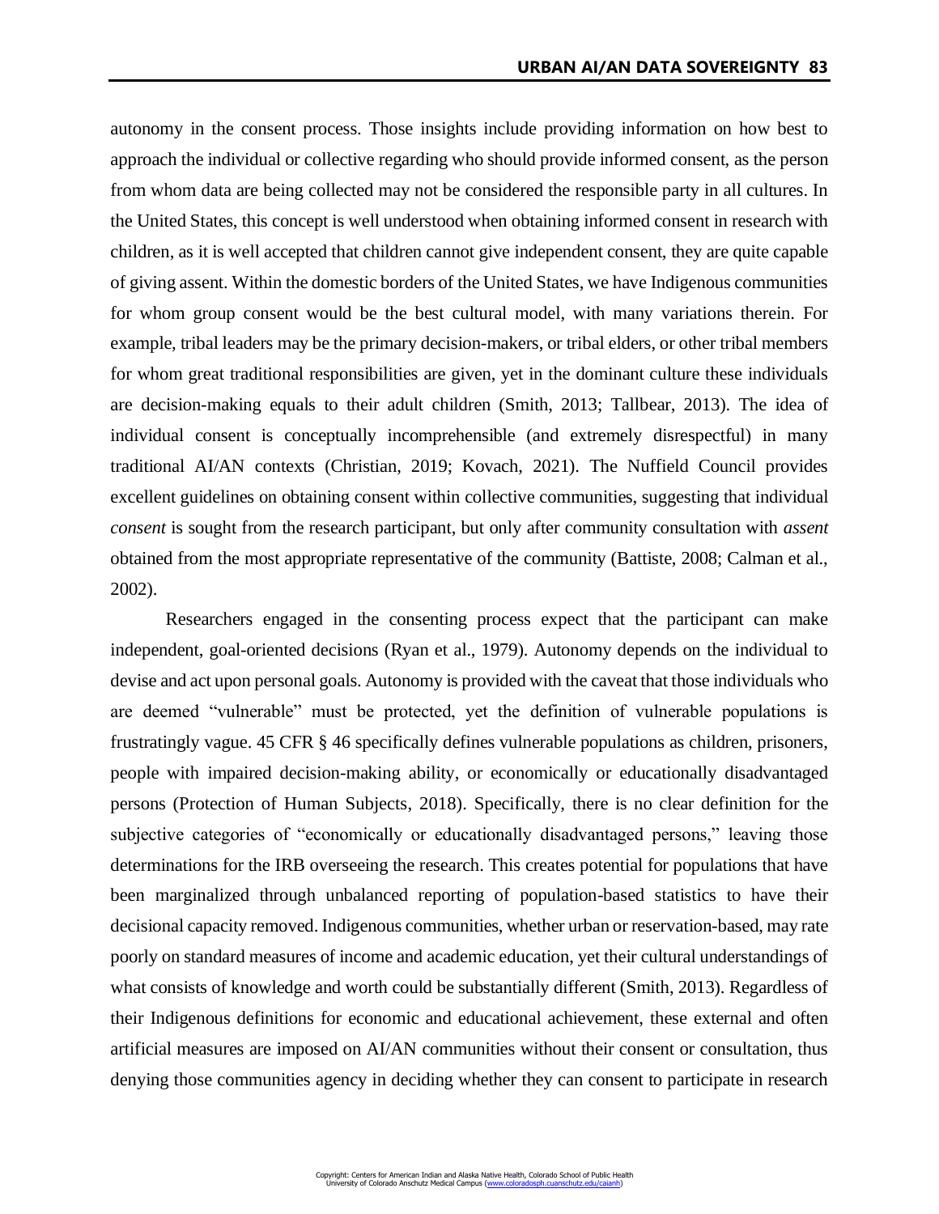autonomy in the consent process. Those insights include providing information on how best to approach the individual or collective regarding who should provide informed consent, as the person from whom data are being collected may not be considered the responsible party in all cultures. In the United States, this concept is well understood when obtaining informed consent in research with children, as it is well accepted that children cannot give independent consent, they are quite capable of giving assent. Within the domestic borders of the United States, we have Indigenous communities for whom group consent would be the best cultural model, with many variations therein. For example, tribal leaders may be the primary decision-makers, or tribal elders, or other tribal members for whom great traditional responsibilities are given, yet in the dominant culture these individuals are decision-making equals to their adult children (Smith, 2013; Tallbear, 2013). The idea of individual consent is conceptually incomprehensible (and extremely disrespectful) in many traditional AI/AN contexts (Christian, 2019; Kovach, 2021). The Nuffield Council provides excellent guidelines on obtaining consent within collective communities, suggesting that individual *consent* is sought from the research participant, but only after community consultation with *assent* obtained from the most appropriate representative of the community (Battiste, 2008; Calman et al., 2002).

Researchers engaged in the consenting process expect that the participant can make independent, goal-oriented decisions (Ryan et al., 1979). Autonomy depends on the individual to devise and act upon personal goals. Autonomy is provided with the caveat that those individuals who are deemed "vulnerable" must be protected, yet the definition of vulnerable populations is frustratingly vague. 45 CFR § 46 specifically defines vulnerable populations as children, prisoners, people with impaired decision-making ability, or economically or educationally disadvantaged persons (Protection of Human Subjects, 2018). Specifically, there is no clear definition for the subjective categories of "economically or educationally disadvantaged persons," leaving those determinations for the IRB overseeing the research. This creates potential for populations that have been marginalized through unbalanced reporting of population-based statistics to have their decisional capacity removed. Indigenous communities, whether urban or reservation-based, may rate poorly on standard measures of income and academic education, yet their cultural understandings of what consists of knowledge and worth could be substantially different (Smith, 2013). Regardless of their Indigenous definitions for economic and educational achievement, these external and often artificial measures are imposed on AI/AN communities without their consent or consultation, thus denying those communities agency in deciding whether they can consent to participate in research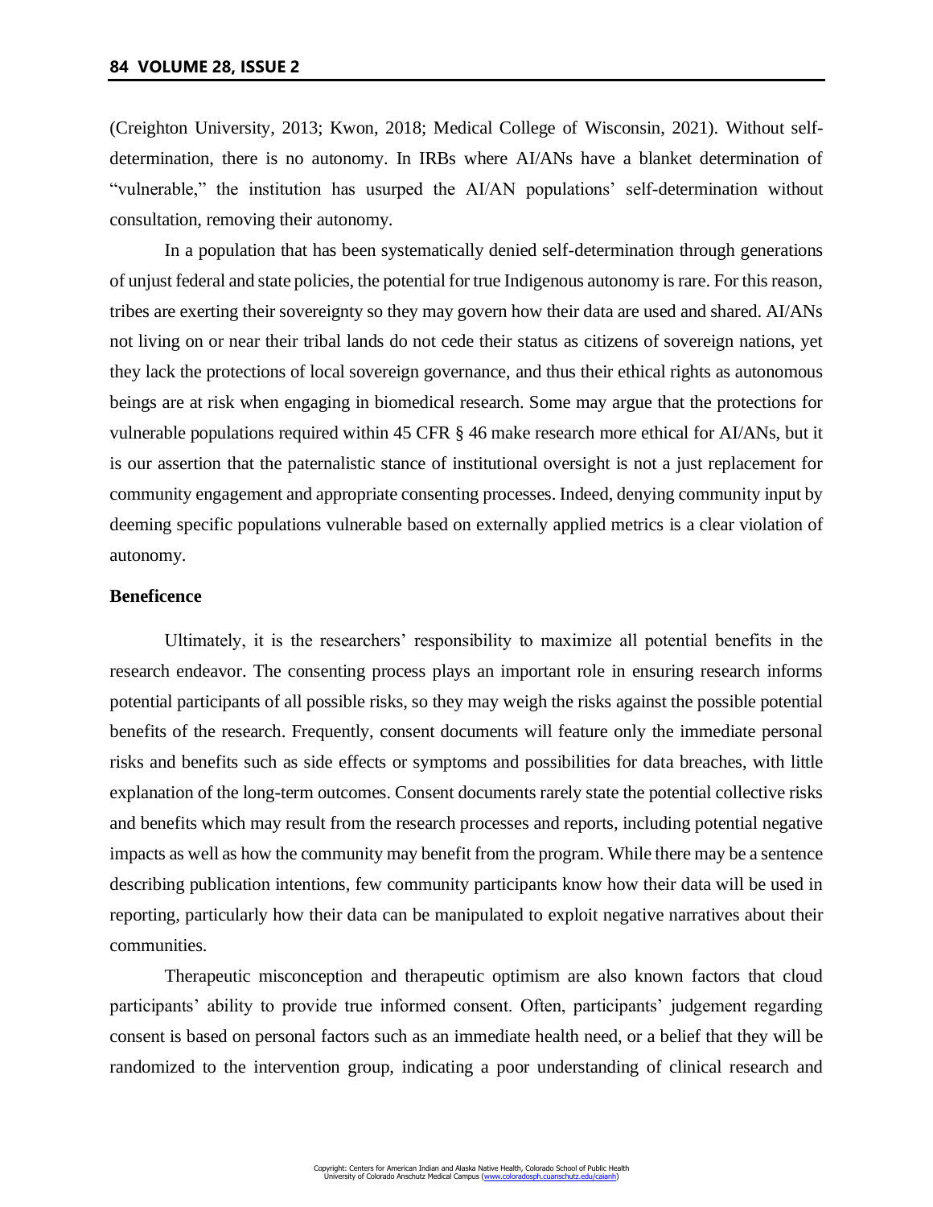(Creighton University, 2013; Kwon, 2018; Medical College of Wisconsin, 2021). Without self-determination, there is no autonomy. In IRBs where AI/ANs have a blanket determination of "vulnerable," the institution has usurped the AI/AN populations' self-determination without consultation, removing their autonomy.

In a population that has been systematically denied self-determination through generations of unjust federal and state policies, the potential for true Indigenous autonomy is rare. For this reason, tribes are exerting their sovereignty so they may govern how their data are used and shared. AI/ANs not living on or near their tribal lands do not cede their status as citizens of sovereign nations, yet they lack the protections of local sovereign governance, and thus their ethical rights as autonomous beings are at risk when engaging in biomedical research. Some may argue that the protections for vulnerable populations required within 45 CFR § 46 make research more ethical for AI/ANs, but it is our assertion that the paternalistic stance of institutional oversight is not a just replacement for community engagement and appropriate consenting processes. Indeed, denying community input by deeming specific populations vulnerable based on externally applied metrics is a clear violation of autonomy.

### Beneficence

Ultimately, it is the researchers' responsibility to maximize all potential benefits in the research endeavor. The consenting process plays an important role in ensuring research informs potential participants of all possible risks, so they may weigh the risks against the possible potential benefits of the research. Frequently, consent documents will feature only the immediate personal risks and benefits such as side effects or symptoms and possibilities for data breaches, with little explanation of the long-term outcomes. Consent documents rarely state the potential collective risks and benefits which may result from the research processes and reports, including potential negative impacts as well as how the community may benefit from the program. While there may be a sentence describing publication intentions, few community participants know how their data will be used in reporting, particularly how their data can be manipulated to exploit negative narratives about their communities.

Therapeutic misconception and therapeutic optimism are also known factors that cloud participants' ability to provide true informed consent. Often, participants' judgement regarding consent is based on personal factors such as an immediate health need, or a belief that they will be randomized to the intervention group, indicating a poor understanding of clinical research and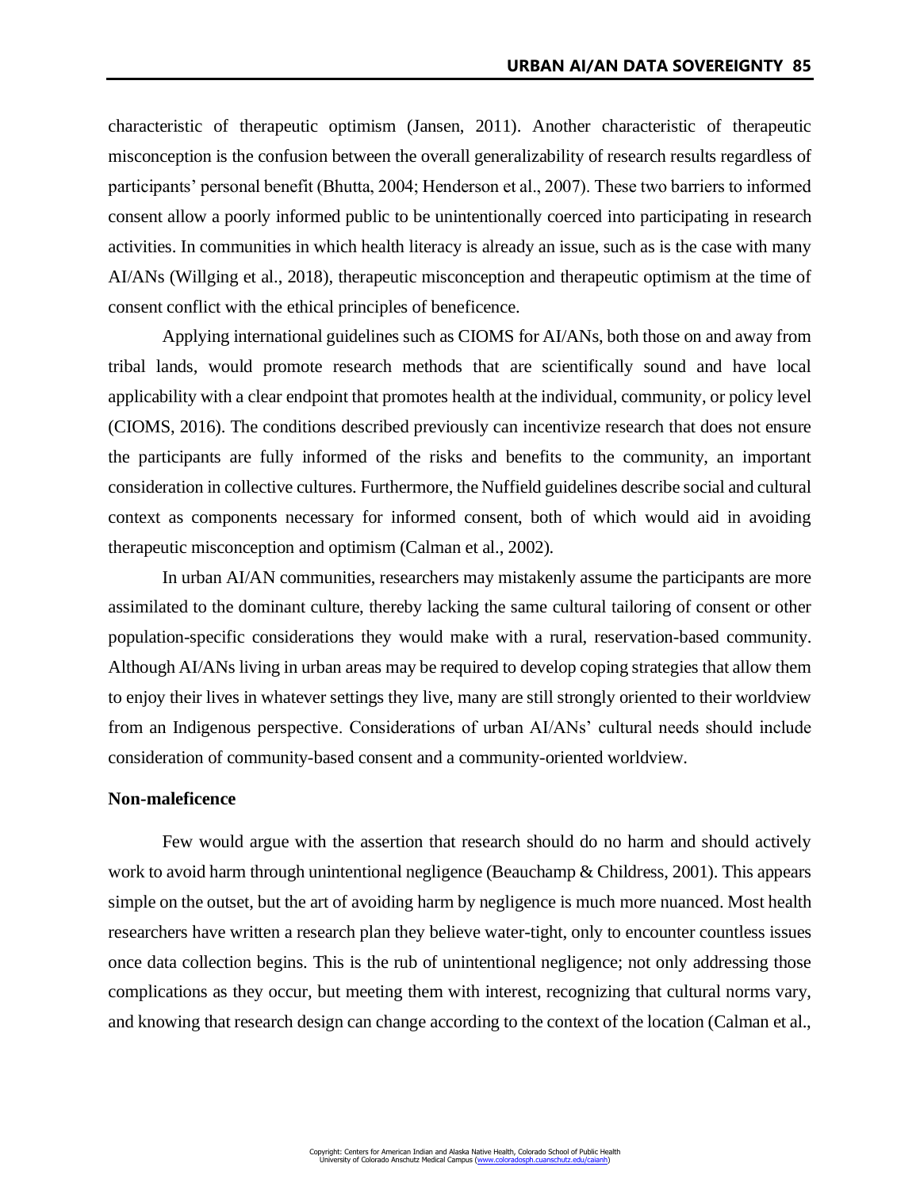characteristic of therapeutic optimism (Jansen, 2011). Another characteristic of therapeutic misconception is the confusion between the overall generalizability of research results regardless of participants' personal benefit (Bhutta, 2004; Henderson et al., 2007). These two barriers to informed consent allow a poorly informed public to be unintentionally coerced into participating in research activities. In communities in which health literacy is already an issue, such as is the case with many AI/ANs (Willging et al., 2018), therapeutic misconception and therapeutic optimism at the time of consent conflict with the ethical principles of beneficence.

Applying international guidelines such as CIOMS for AI/ANs, both those on and away from tribal lands, would promote research methods that are scientifically sound and have local applicability with a clear endpoint that promotes health at the individual, community, or policy level (CIOMS, 2016). The conditions described previously can incentivize research that does not ensure the participants are fully informed of the risks and benefits to the community, an important consideration in collective cultures. Furthermore, the Nuffield guidelines describe social and cultural context as components necessary for informed consent, both of which would aid in avoiding therapeutic misconception and optimism (Calman et al., 2002).

In urban AI/AN communities, researchers may mistakenly assume the participants are more assimilated to the dominant culture, thereby lacking the same cultural tailoring of consent or other population-specific considerations they would make with a rural, reservation-based community. Although AI/ANs living in urban areas may be required to develop coping strategies that allow them to enjoy their lives in whatever settings they live, many are still strongly oriented to their worldview from an Indigenous perspective. Considerations of urban AI/ANs' cultural needs should include consideration of community-based consent and a community-oriented worldview.

### Non-maleficence

Few would argue with the assertion that research should do no harm and should actively work to avoid harm through unintentional negligence (Beauchamp & Childress, 2001). This appears simple on the outset, but the art of avoiding harm by negligence is much more nuanced. Most health researchers have written a research plan they believe water-tight, only to encounter countless issues once data collection begins. This is the rub of unintentional negligence; not only addressing those complications as they occur, but meeting them with interest, recognizing that cultural norms vary, and knowing that research design can change according to the context of the location (Calman et al.,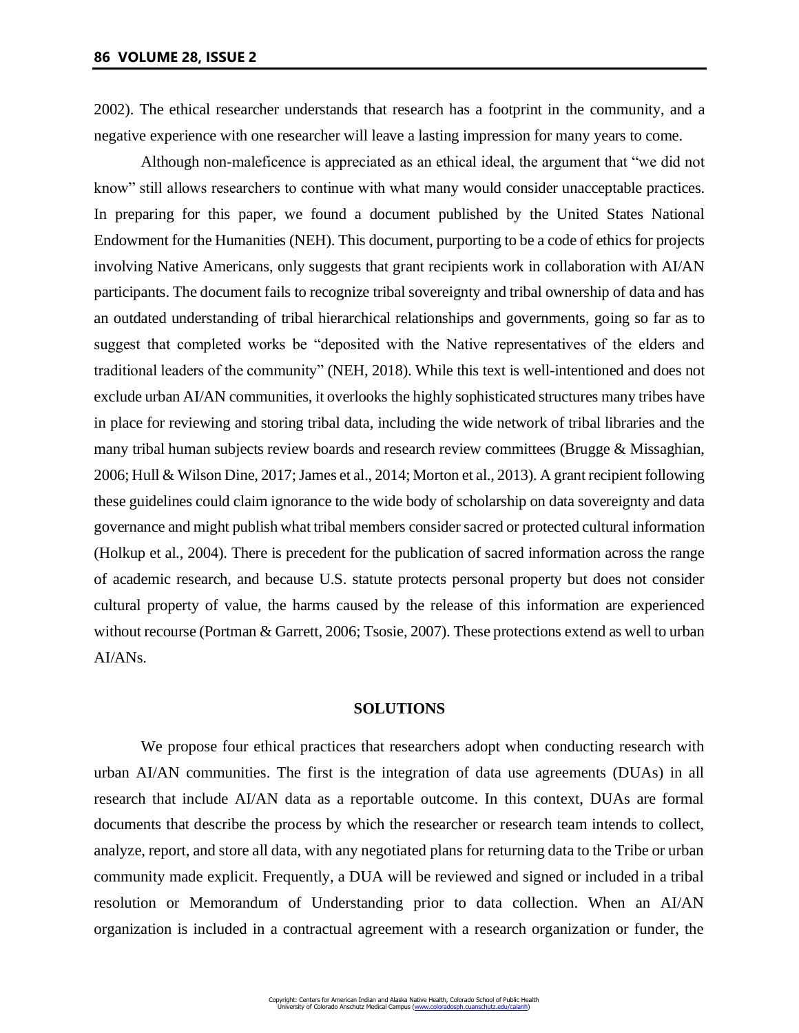2002). The ethical researcher understands that research has a footprint in the community, and a negative experience with one researcher will leave a lasting impression for many years to come.

Although non-maleficence is appreciated as an ethical ideal, the argument that "we did not know" still allows researchers to continue with what many would consider unacceptable practices. In preparing for this paper, we found a document published by the United States National Endowment for the Humanities (NEH). This document, purporting to be a code of ethics for projects involving Native Americans, only suggests that grant recipients work in collaboration with AI/AN participants. The document fails to recognize tribal sovereignty and tribal ownership of data and has an outdated understanding of tribal hierarchical relationships and governments, going so far as to suggest that completed works be "deposited with the Native representatives of the elders and traditional leaders of the community" (NEH, 2018). While this text is well-intentioned and does not exclude urban AI/AN communities, it overlooks the highly sophisticated structures many tribes have in place for reviewing and storing tribal data, including the wide network of tribal libraries and the many tribal human subjects review boards and research review committees (Brugge & Missaghian, 2006; Hull & Wilson Dine, 2017; James et al., 2014; Morton et al., 2013). A grant recipient following these guidelines could claim ignorance to the wide body of scholarship on data sovereignty and data governance and might publish what tribal members consider sacred or protected cultural information (Holkup et al., 2004). There is precedent for the publication of sacred information across the range of academic research, and because U.S. statute protects personal property but does not consider cultural property of value, the harms caused by the release of this information are experienced without recourse (Portman & Garrett, 2006; Tsosie, 2007). These protections extend as well to urban AI/ANs.

## SOLUTIONS

We propose four ethical practices that researchers adopt when conducting research with urban AI/AN communities. The first is the integration of data use agreements (DUAs) in all research that include AI/AN data as a reportable outcome. In this context, DUAs are formal documents that describe the process by which the researcher or research team intends to collect, analyze, report, and store all data, with any negotiated plans for returning data to the Tribe or urban community made explicit. Frequently, a DUA will be reviewed and signed or included in a tribal resolution or Memorandum of Understanding prior to data collection. When an AI/AN organization is included in a contractual agreement with a research organization or funder, the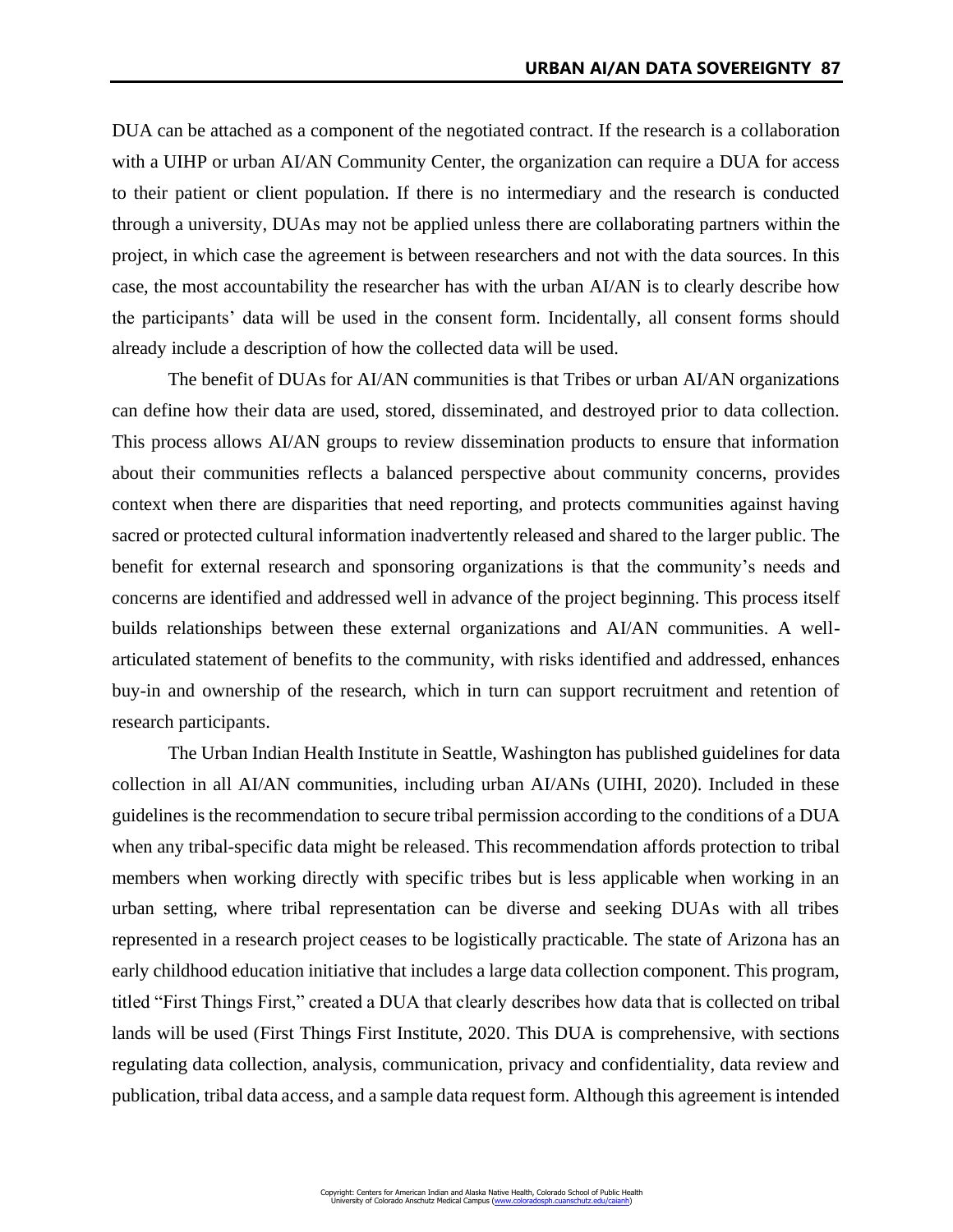DUA can be attached as a component of the negotiated contract. If the research is a collaboration with a UIHP or urban AI/AN Community Center, the organization can require a DUA for access to their patient or client population. If there is no intermediary and the research is conducted through a university, DUAs may not be applied unless there are collaborating partners within the project, in which case the agreement is between researchers and not with the data sources. In this case, the most accountability the researcher has with the urban AI/AN is to clearly describe how the participants' data will be used in the consent form. Incidentally, all consent forms should already include a description of how the collected data will be used.

The benefit of DUAs for AI/AN communities is that Tribes or urban AI/AN organizations can define how their data are used, stored, disseminated, and destroyed prior to data collection. This process allows AI/AN groups to review dissemination products to ensure that information about their communities reflects a balanced perspective about community concerns, provides context when there are disparities that need reporting, and protects communities against having sacred or protected cultural information inadvertently released and shared to the larger public. The benefit for external research and sponsoring organizations is that the community's needs and concerns are identified and addressed well in advance of the project beginning. This process itself builds relationships between these external organizations and AI/AN communities. A well-articulated statement of benefits to the community, with risks identified and addressed, enhances buy-in and ownership of the research, which in turn can support recruitment and retention of research participants.

The Urban Indian Health Institute in Seattle, Washington has published guidelines for data collection in all AI/AN communities, including urban AI/ANs (UIHI, 2020). Included in these guidelines is the recommendation to secure tribal permission according to the conditions of a DUA when any tribal-specific data might be released. This recommendation affords protection to tribal members when working directly with specific tribes but is less applicable when working in an urban setting, where tribal representation can be diverse and seeking DUAs with all tribes represented in a research project ceases to be logistically practicable. The state of Arizona has an early childhood education initiative that includes a large data collection component. This program, titled "First Things First," created a DUA that clearly describes how data that is collected on tribal lands will be used (First Things First Institute, 2020. This DUA is comprehensive, with sections regulating data collection, analysis, communication, privacy and confidentiality, data review and publication, tribal data access, and a sample data request form. Although this agreement is intended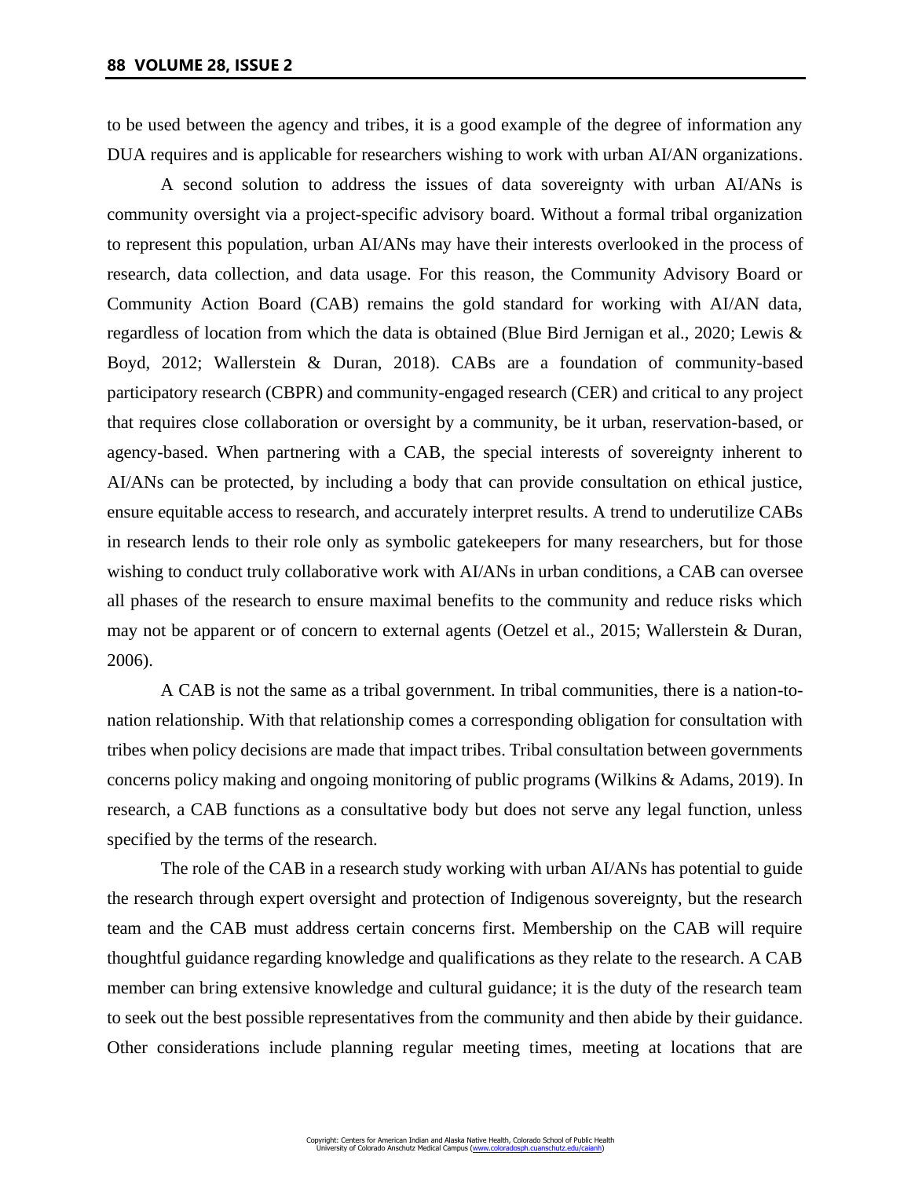to be used between the agency and tribes, it is a good example of the degree of information any DUA requires and is applicable for researchers wishing to work with urban AI/AN organizations.

A second solution to address the issues of data sovereignty with urban AI/ANs is community oversight via a project-specific advisory board. Without a formal tribal organization to represent this population, urban AI/ANs may have their interests overlooked in the process of research, data collection, and data usage. For this reason, the Community Advisory Board or Community Action Board (CAB) remains the gold standard for working with AI/AN data, regardless of location from which the data is obtained (Blue Bird Jernigan et al., 2020; Lewis & Boyd, 2012; Wallerstein & Duran, 2018). CABs are a foundation of community-based participatory research (CBPR) and community-engaged research (CER) and critical to any project that requires close collaboration or oversight by a community, be it urban, reservation-based, or agency-based. When partnering with a CAB, the special interests of sovereignty inherent to AI/ANs can be protected, by including a body that can provide consultation on ethical justice, ensure equitable access to research, and accurately interpret results. A trend to underutilize CABs in research lends to their role only as symbolic gatekeepers for many researchers, but for those wishing to conduct truly collaborative work with AI/ANs in urban conditions, a CAB can oversee all phases of the research to ensure maximal benefits to the community and reduce risks which may not be apparent or of concern to external agents (Oetzel et al., 2015; Wallerstein & Duran, 2006).

A CAB is not the same as a tribal government. In tribal communities, there is a nation-to-nation relationship. With that relationship comes a corresponding obligation for consultation with tribes when policy decisions are made that impact tribes. Tribal consultation between governments concerns policy making and ongoing monitoring of public programs (Wilkins & Adams, 2019). In research, a CAB functions as a consultative body but does not serve any legal function, unless specified by the terms of the research.

The role of the CAB in a research study working with urban AI/ANs has potential to guide the research through expert oversight and protection of Indigenous sovereignty, but the research team and the CAB must address certain concerns first. Membership on the CAB will require thoughtful guidance regarding knowledge and qualifications as they relate to the research. A CAB member can bring extensive knowledge and cultural guidance; it is the duty of the research team to seek out the best possible representatives from the community and then abide by their guidance. Other considerations include planning regular meeting times, meeting at locations that are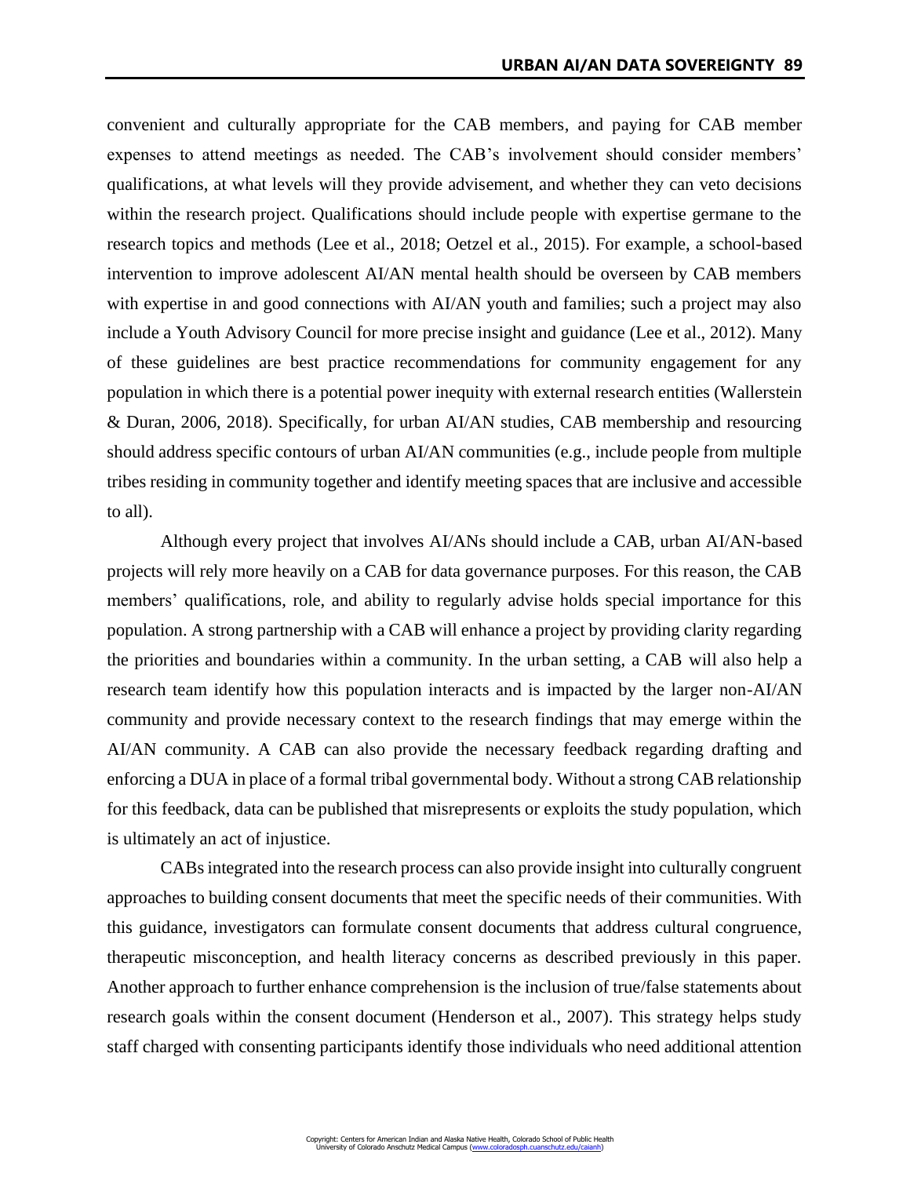convenient and culturally appropriate for the CAB members, and paying for CAB member expenses to attend meetings as needed. The CAB's involvement should consider members' qualifications, at what levels will they provide advisement, and whether they can veto decisions within the research project. Qualifications should include people with expertise germane to the research topics and methods (Lee et al., 2018; Oetzel et al., 2015). For example, a school-based intervention to improve adolescent AI/AN mental health should be overseen by CAB members with expertise in and good connections with AI/AN youth and families; such a project may also include a Youth Advisory Council for more precise insight and guidance (Lee et al., 2012). Many of these guidelines are best practice recommendations for community engagement for any population in which there is a potential power inequity with external research entities (Wallerstein & Duran, 2006, 2018). Specifically, for urban AI/AN studies, CAB membership and resourcing should address specific contours of urban AI/AN communities (e.g., include people from multiple tribes residing in community together and identify meeting spaces that are inclusive and accessible to all).

Although every project that involves AI/ANs should include a CAB, urban AI/AN-based projects will rely more heavily on a CAB for data governance purposes. For this reason, the CAB members' qualifications, role, and ability to regularly advise holds special importance for this population. A strong partnership with a CAB will enhance a project by providing clarity regarding the priorities and boundaries within a community. In the urban setting, a CAB will also help a research team identify how this population interacts and is impacted by the larger non-AI/AN community and provide necessary context to the research findings that may emerge within the AI/AN community. A CAB can also provide the necessary feedback regarding drafting and enforcing a DUA in place of a formal tribal governmental body. Without a strong CAB relationship for this feedback, data can be published that misrepresents or exploits the study population, which is ultimately an act of injustice.

CABs integrated into the research process can also provide insight into culturally congruent approaches to building consent documents that meet the specific needs of their communities. With this guidance, investigators can formulate consent documents that address cultural congruence, therapeutic misconception, and health literacy concerns as described previously in this paper. Another approach to further enhance comprehension is the inclusion of true/false statements about research goals within the consent document (Henderson et al., 2007). This strategy helps study staff charged with consenting participants identify those individuals who need additional attention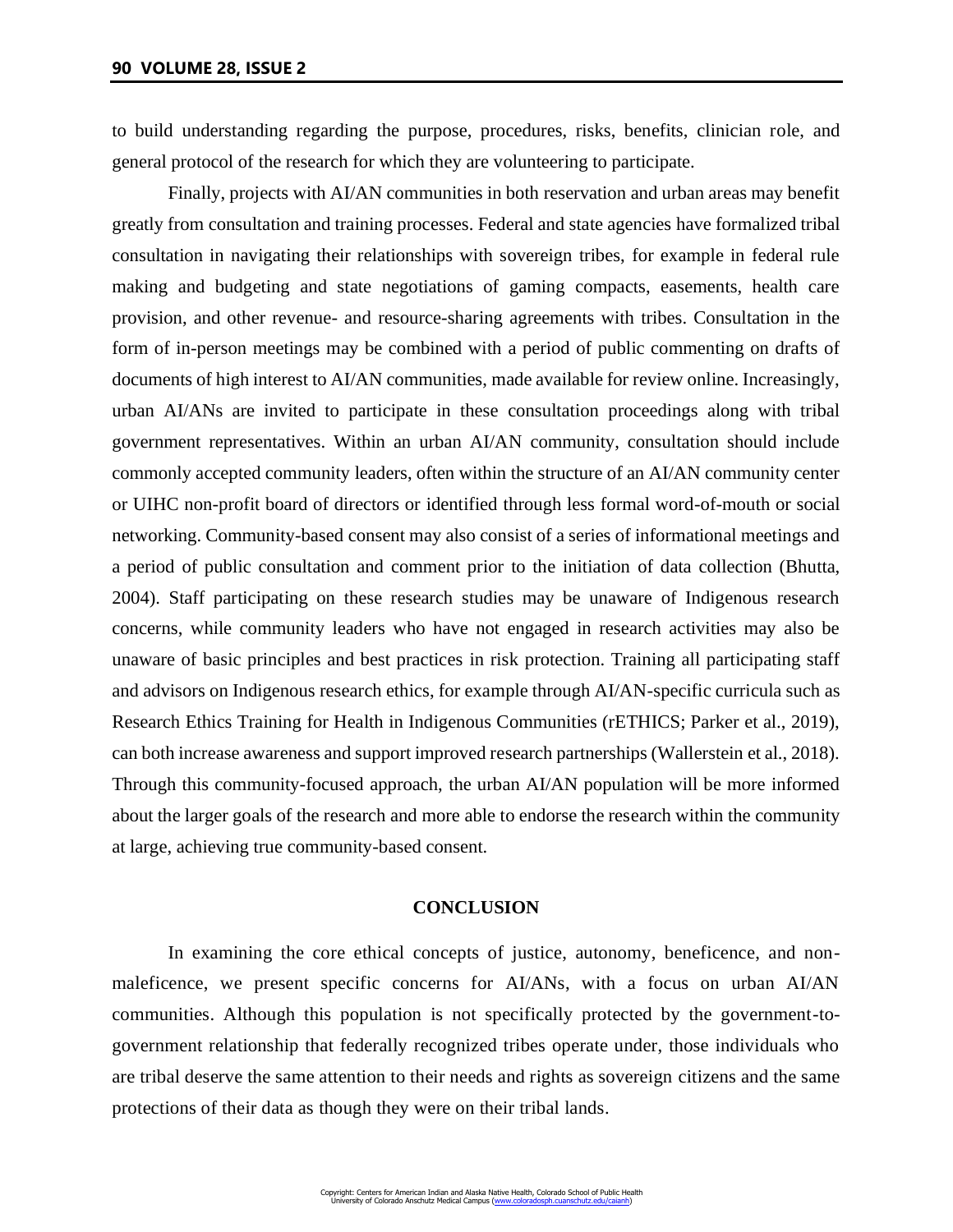to build understanding regarding the purpose, procedures, risks, benefits, clinician role, and general protocol of the research for which they are volunteering to participate.

Finally, projects with AI/AN communities in both reservation and urban areas may benefit greatly from consultation and training processes. Federal and state agencies have formalized tribal consultation in navigating their relationships with sovereign tribes, for example in federal rule making and budgeting and state negotiations of gaming compacts, easements, health care provision, and other revenue- and resource-sharing agreements with tribes. Consultation in the form of in-person meetings may be combined with a period of public commenting on drafts of documents of high interest to AI/AN communities, made available for review online. Increasingly, urban AI/ANs are invited to participate in these consultation proceedings along with tribal government representatives. Within an urban AI/AN community, consultation should include commonly accepted community leaders, often within the structure of an AI/AN community center or UIHC non-profit board of directors or identified through less formal word-of-mouth or social networking. Community-based consent may also consist of a series of informational meetings and a period of public consultation and comment prior to the initiation of data collection (Bhutta, 2004). Staff participating on these research studies may be unaware of Indigenous research concerns, while community leaders who have not engaged in research activities may also be unaware of basic principles and best practices in risk protection. Training all participating staff and advisors on Indigenous research ethics, for example through AI/AN-specific curricula such as Research Ethics Training for Health in Indigenous Communities (rETHICS; Parker et al., 2019), can both increase awareness and support improved research partnerships (Wallerstein et al., 2018). Through this community-focused approach, the urban AI/AN population will be more informed about the larger goals of the research and more able to endorse the research within the community at large, achieving true community-based consent.

## CONCLUSION

In examining the core ethical concepts of justice, autonomy, beneficence, and non-maleficence, we present specific concerns for AI/ANs, with a focus on urban AI/AN communities. Although this population is not specifically protected by the government-to-government relationship that federally recognized tribes operate under, those individuals who are tribal deserve the same attention to their needs and rights as sovereign citizens and the same protections of their data as though they were on their tribal lands.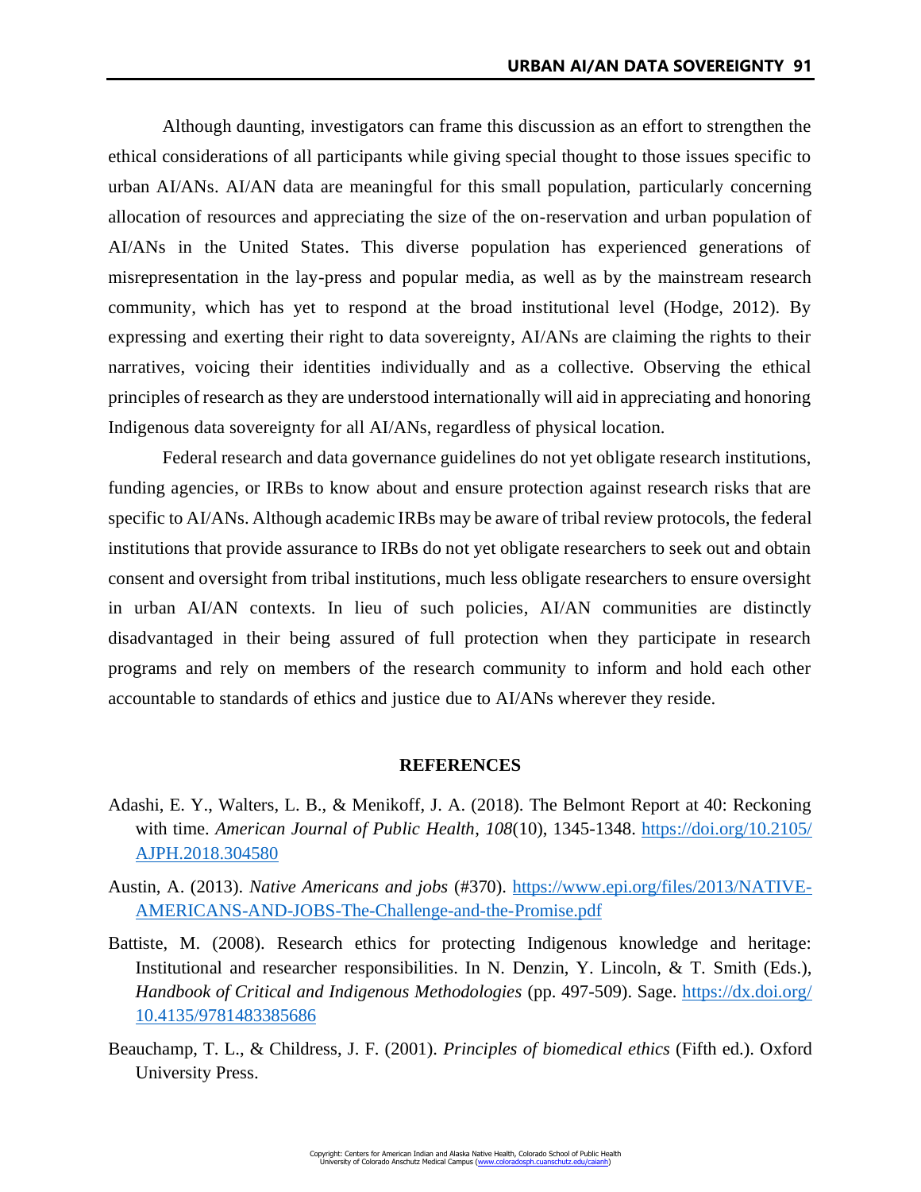Although daunting, investigators can frame this discussion as an effort to strengthen the ethical considerations of all participants while giving special thought to those issues specific to urban AI/ANs. AI/AN data are meaningful for this small population, particularly concerning allocation of resources and appreciating the size of the on-reservation and urban population of AI/ANs in the United States. This diverse population has experienced generations of misrepresentation in the lay-press and popular media, as well as by the mainstream research community, which has yet to respond at the broad institutional level (Hodge, 2012). By expressing and exerting their right to data sovereignty, AI/ANs are claiming the rights to their narratives, voicing their identities individually and as a collective. Observing the ethical principles of research as they are understood internationally will aid in appreciating and honoring Indigenous data sovereignty for all AI/ANs, regardless of physical location.

Federal research and data governance guidelines do not yet obligate research institutions, funding agencies, or IRBs to know about and ensure protection against research risks that are specific to AI/ANs. Although academic IRBs may be aware of tribal review protocols, the federal institutions that provide assurance to IRBs do not yet obligate researchers to seek out and obtain consent and oversight from tribal institutions, much less obligate researchers to ensure oversight in urban AI/AN contexts. In lieu of such policies, AI/AN communities are distinctly disadvantaged in their being assured of full protection when they participate in research programs and rely on members of the research community to inform and hold each other accountable to standards of ethics and justice due to AI/ANs wherever they reside.

## REFERENCES

Adashi, E. Y., Walters, L. B., & Menikoff, J. A. (2018). The Belmont Report at 40: Reckoning with time. *American Journal of Public Health*, *108*(10), 1345-1348. https://doi.org/10.2105/AJPH.2018.304580

Austin, A. (2013). *Native Americans and jobs* (#370). https://www.epi.org/files/2013/NATIVE-AMERICANS-AND-JOBS-The-Challenge-and-the-Promise.pdf

Battiste, M. (2008). Research ethics for protecting Indigenous knowledge and heritage: Institutional and researcher responsibilities. In N. Denzin, Y. Lincoln, & T. Smith (Eds.), *Handbook of Critical and Indigenous Methodologies* (pp. 497-509). Sage. https://dx.doi.org/10.4135/9781483385686

Beauchamp, T. L., & Childress, J. F. (2001). *Principles of biomedical ethics* (Fifth ed.). Oxford University Press.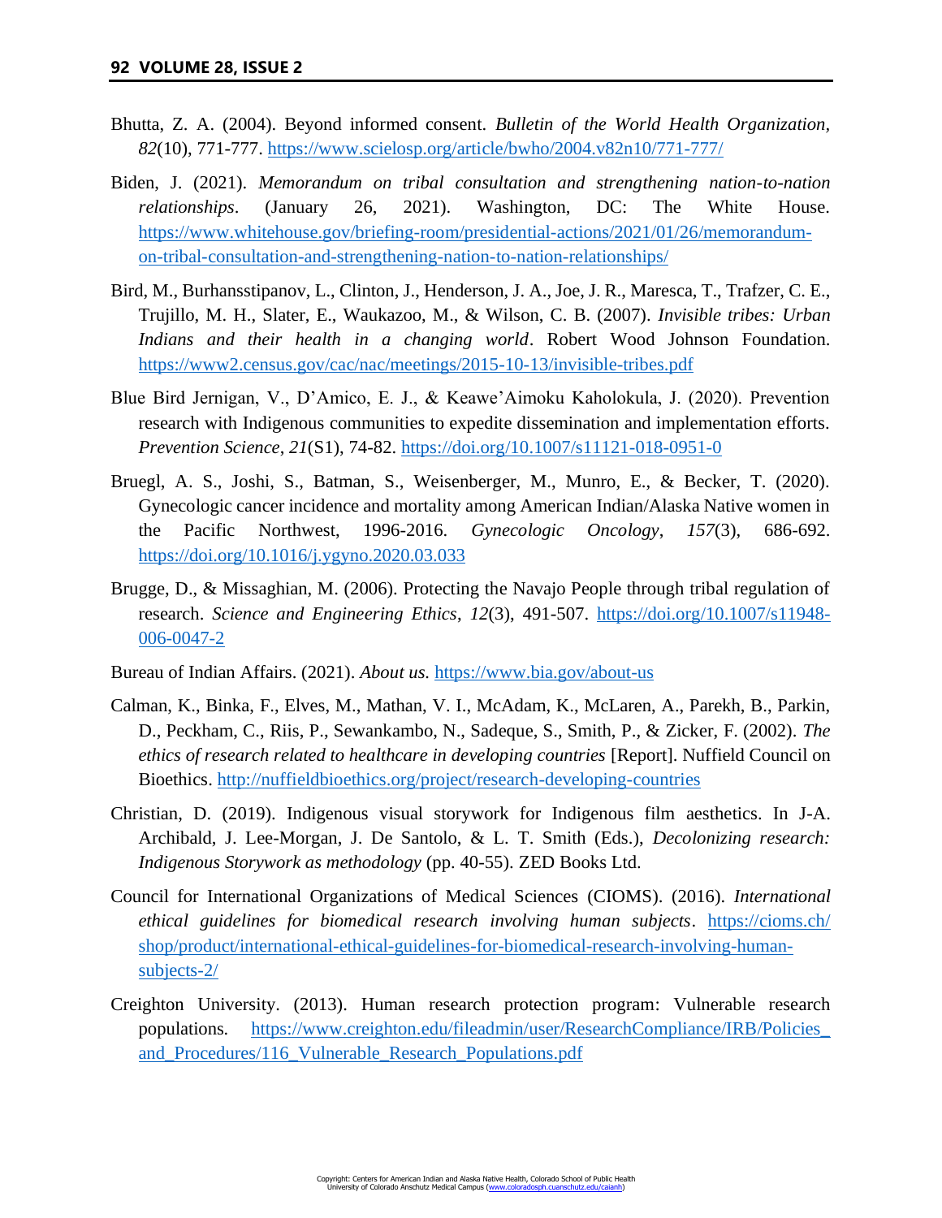Bhutta, Z. A. (2004). Beyond informed consent. *Bulletin of the World Health Organization*, *82*(10), 771-777. https://www.scielosp.org/article/bwho/2004.v82n10/771-777/

Biden, J. (2021). *Memorandum on tribal consultation and strengthening nation-to-nation relationships*. (January 26, 2021). Washington, DC: The White House. https://www.whitehouse.gov/briefing-room/presidential-actions/2021/01/26/memorandum-on-tribal-consultation-and-strengthening-nation-to-nation-relationships/

Bird, M., Burhansstipanov, L., Clinton, J., Henderson, J. A., Joe, J. R., Maresca, T., Trafzer, C. E., Trujillo, M. H., Slater, E., Waukazoo, M., & Wilson, C. B. (2007). *Invisible tribes: Urban Indians and their health in a changing world*. Robert Wood Johnson Foundation. https://www2.census.gov/cac/nac/meetings/2015-10-13/invisible-tribes.pdf

Blue Bird Jernigan, V., D'Amico, E. J., & Keawe'Aimoku Kaholokula, J. (2020). Prevention research with Indigenous communities to expedite dissemination and implementation efforts. *Prevention Science*, *21*(S1), 74-82. https://doi.org/10.1007/s11121-018-0951-0

Bruegl, A. S., Joshi, S., Batman, S., Weisenberger, M., Munro, E., & Becker, T. (2020). Gynecologic cancer incidence and mortality among American Indian/Alaska Native women in the Pacific Northwest, 1996-2016. *Gynecologic Oncology*, *157*(3), 686-692. https://doi.org/10.1016/j.ygyno.2020.03.033

Brugge, D., & Missaghian, M. (2006). Protecting the Navajo People through tribal regulation of research. *Science and Engineering Ethics*, *12*(3), 491-507. https://doi.org/10.1007/s11948-006-0047-2

Bureau of Indian Affairs. (2021). *About us.* https://www.bia.gov/about-us

Calman, K., Binka, F., Elves, M., Mathan, V. I., McAdam, K., McLaren, A., Parekh, B., Parkin, D., Peckham, C., Riis, P., Sewankambo, N., Sadeque, S., Smith, P., & Zicker, F. (2002). *The ethics of research related to healthcare in developing countries* [Report]. Nuffield Council on Bioethics. http://nuffieldbioethics.org/project/research-developing-countries

Christian, D. (2019). Indigenous visual storywork for Indigenous film aesthetics. In J-A. Archibald, J. Lee-Morgan, J. De Santolo, & L. T. Smith (Eds.), *Decolonizing research: Indigenous Storywork as methodology* (pp. 40-55). ZED Books Ltd.

Council for International Organizations of Medical Sciences (CIOMS). (2016). *International ethical guidelines for biomedical research involving human subjects*. https://cioms.ch/shop/product/international-ethical-guidelines-for-biomedical-research-involving-human-subjects-2/

Creighton University. (2013). Human research protection program: Vulnerable research populations. https://www.creighton.edu/fileadmin/user/ResearchCompliance/IRB/Policies_and_Procedures/116_Vulnerable_Research_Populations.pdf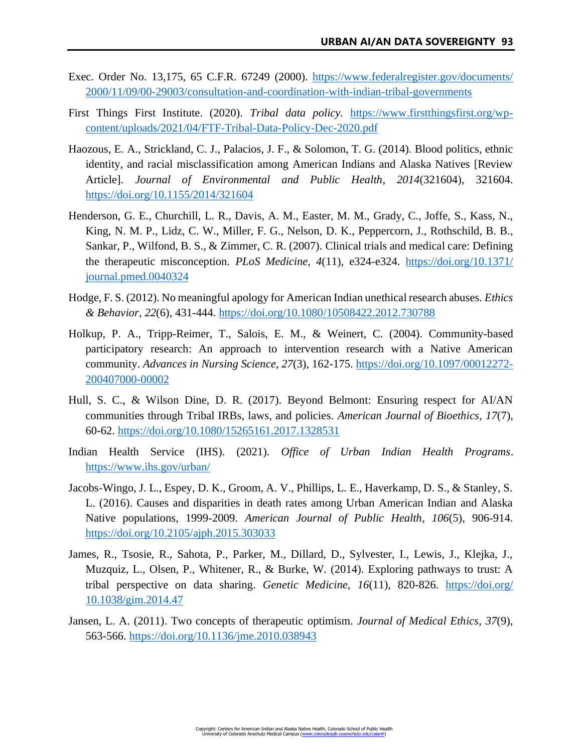Exec. Order No. 13,175, 65 C.F.R. 67249 (2000). https://www.federalregister.gov/documents/2000/11/09/00-29003/consultation-and-coordination-with-indian-tribal-governments

First Things First Institute. (2020). *Tribal data policy.* https://www.firstthingsfirst.org/wp-content/uploads/2021/04/FTF-Tribal-Data-Policy-Dec-2020.pdf

Haozous, E. A., Strickland, C. J., Palacios, J. F., & Solomon, T. G. (2014). Blood politics, ethnic identity, and racial misclassification among American Indians and Alaska Natives [Review Article]. *Journal of Environmental and Public Health*, *2014*(321604), 321604. https://doi.org/10.1155/2014/321604

Henderson, G. E., Churchill, L. R., Davis, A. M., Easter, M. M., Grady, C., Joffe, S., Kass, N., King, N. M. P., Lidz, C. W., Miller, F. G., Nelson, D. K., Peppercorn, J., Rothschild, B. B., Sankar, P., Wilfond, B. S., & Zimmer, C. R. (2007). Clinical trials and medical care: Defining the therapeutic misconception. *PLoS Medicine*, *4*(11), e324-e324. https://doi.org/10.1371/journal.pmed.0040324

Hodge, F. S. (2012). No meaningful apology for American Indian unethical research abuses. *Ethics & Behavior*, *22*(6), 431-444. https://doi.org/10.1080/10508422.2012.730788

Holkup, P. A., Tripp-Reimer, T., Salois, E. M., & Weinert, C. (2004). Community-based participatory research: An approach to intervention research with a Native American community. *Advances in Nursing Science*, *27*(3), 162-175. https://doi.org/10.1097/00012272-200407000-00002

Hull, S. C., & Wilson Dine, D. R. (2017). Beyond Belmont: Ensuring respect for AI/AN communities through Tribal IRBs, laws, and policies. *American Journal of Bioethics*, *17*(7), 60-62. https://doi.org/10.1080/15265161.2017.1328531

Indian Health Service (IHS). (2021). *Office of Urban Indian Health Programs*. https://www.ihs.gov/urban/

Jacobs-Wingo, J. L., Espey, D. K., Groom, A. V., Phillips, L. E., Haverkamp, D. S., & Stanley, S. L. (2016). Causes and disparities in death rates among Urban American Indian and Alaska Native populations, 1999-2009. *American Journal of Public Health*, *106*(5), 906-914. https://doi.org/10.2105/ajph.2015.303033

James, R., Tsosie, R., Sahota, P., Parker, M., Dillard, D., Sylvester, I., Lewis, J., Klejka, J., Muzquiz, L., Olsen, P., Whitener, R., & Burke, W. (2014). Exploring pathways to trust: A tribal perspective on data sharing. *Genetic Medicine*, *16*(11), 820-826. https://doi.org/10.1038/gim.2014.47

Jansen, L. A. (2011). Two concepts of therapeutic optimism. *Journal of Medical Ethics*, *37*(9), 563-566. https://doi.org/10.1136/jme.2010.038943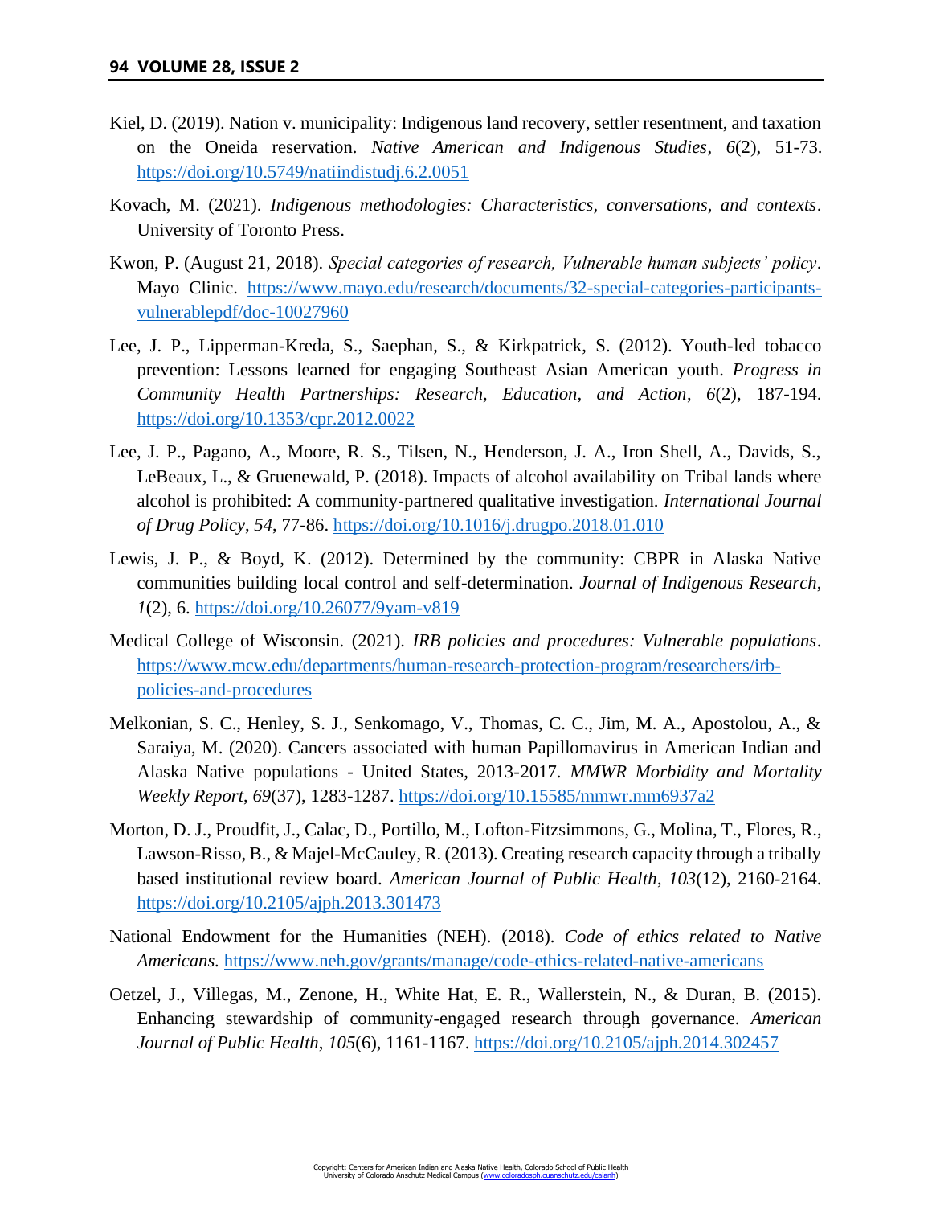Kiel, D. (2019). Nation v. municipality: Indigenous land recovery, settler resentment, and taxation on the Oneida reservation. *Native American and Indigenous Studies*, *6*(2), 51-73. https://doi.org/10.5749/natiindistudj.6.2.0051

Kovach, M. (2021). *Indigenous methodologies: Characteristics, conversations, and contexts*. University of Toronto Press.

Kwon, P. (August 21, 2018). *Special categories of research, Vulnerable human subjects' policy*. Mayo Clinic. https://www.mayo.edu/research/documents/32-special-categories-participants-vulnerablepdf/doc-10027960

Lee, J. P., Lipperman-Kreda, S., Saephan, S., & Kirkpatrick, S. (2012). Youth-led tobacco prevention: Lessons learned for engaging Southeast Asian American youth. *Progress in Community Health Partnerships: Research, Education, and Action*, *6*(2), 187-194. https://doi.org/10.1353/cpr.2012.0022

Lee, J. P., Pagano, A., Moore, R. S., Tilsen, N., Henderson, J. A., Iron Shell, A., Davids, S., LeBeaux, L., & Gruenewald, P. (2018). Impacts of alcohol availability on Tribal lands where alcohol is prohibited: A community-partnered qualitative investigation. *International Journal of Drug Policy*, *54*, 77-86. https://doi.org/10.1016/j.drugpo.2018.01.010

Lewis, J. P., & Boyd, K. (2012). Determined by the community: CBPR in Alaska Native communities building local control and self-determination. *Journal of Indigenous Research*, *1*(2), 6. https://doi.org/10.26077/9yam-v819

Medical College of Wisconsin. (2021). *IRB policies and procedures: Vulnerable populations*. https://www.mcw.edu/departments/human-research-protection-program/researchers/irb-policies-and-procedures

Melkonian, S. C., Henley, S. J., Senkomago, V., Thomas, C. C., Jim, M. A., Apostolou, A., & Saraiya, M. (2020). Cancers associated with human Papillomavirus in American Indian and Alaska Native populations - United States, 2013-2017. *MMWR Morbidity and Mortality Weekly Report*, *69*(37), 1283-1287. https://doi.org/10.15585/mmwr.mm6937a2

Morton, D. J., Proudfit, J., Calac, D., Portillo, M., Lofton-Fitzsimmons, G., Molina, T., Flores, R., Lawson-Risso, B., & Majel-McCauley, R. (2013). Creating research capacity through a tribally based institutional review board. *American Journal of Public Health*, *103*(12), 2160-2164. https://doi.org/10.2105/ajph.2013.301473

National Endowment for the Humanities (NEH). (2018). *Code of ethics related to Native Americans.* https://www.neh.gov/grants/manage/code-ethics-related-native-americans

Oetzel, J., Villegas, M., Zenone, H., White Hat, E. R., Wallerstein, N., & Duran, B. (2015). Enhancing stewardship of community-engaged research through governance. *American Journal of Public Health*, *105*(6), 1161-1167. https://doi.org/10.2105/ajph.2014.302457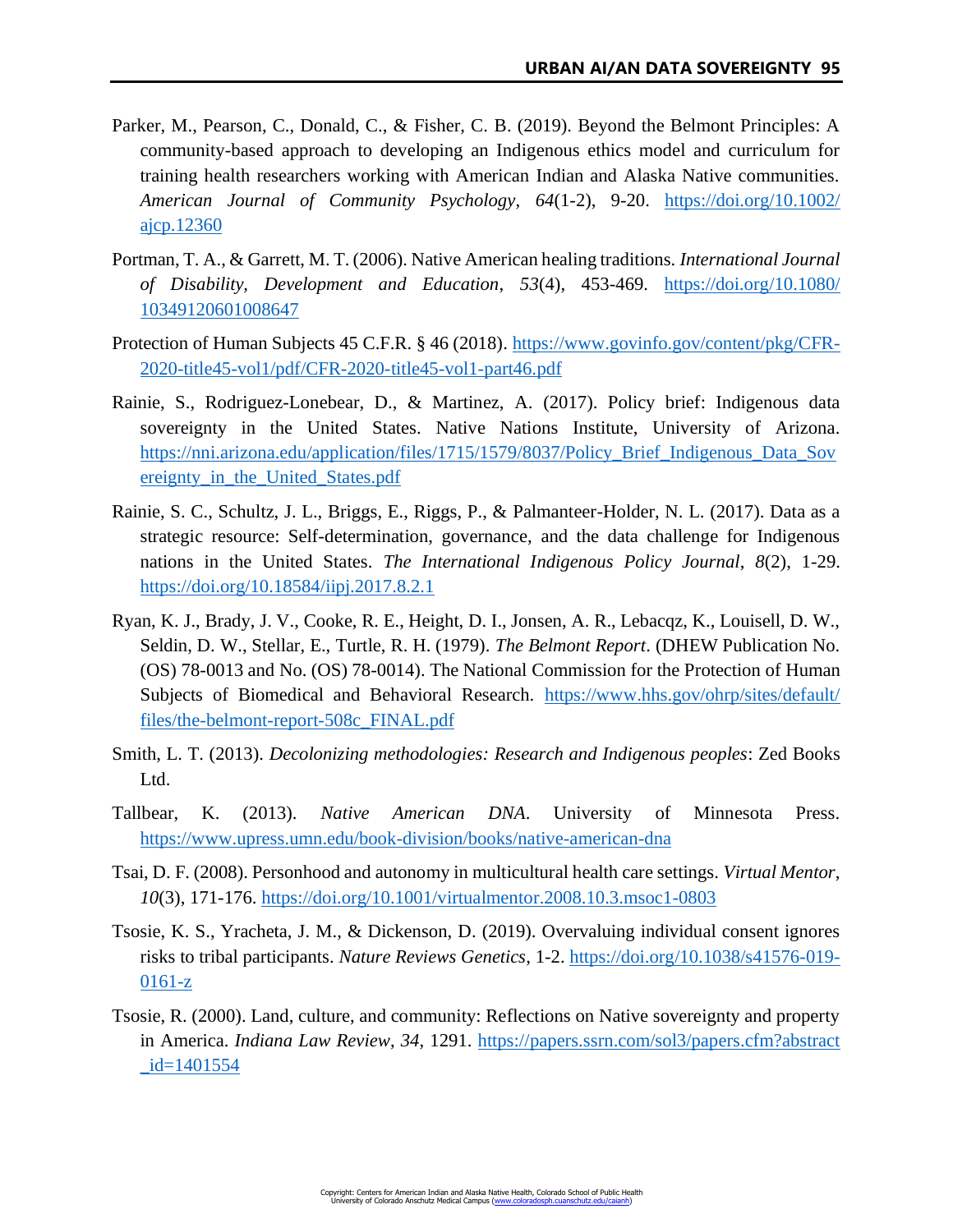Parker, M., Pearson, C., Donald, C., & Fisher, C. B. (2019). Beyond the Belmont Principles: A community-based approach to developing an Indigenous ethics model and curriculum for training health researchers working with American Indian and Alaska Native communities. *American Journal of Community Psychology*, *64*(1-2), 9-20. https://doi.org/10.1002/ajcp.12360

Portman, T. A., & Garrett, M. T. (2006). Native American healing traditions. *International Journal of Disability, Development and Education*, *53*(4), 453-469. https://doi.org/10.1080/10349120601008647

Protection of Human Subjects 45 C.F.R. § 46 (2018). https://www.govinfo.gov/content/pkg/CFR-2020-title45-vol1/pdf/CFR-2020-title45-vol1-part46.pdf

Rainie, S., Rodriguez-Lonebear, D., & Martinez, A. (2017). Policy brief: Indigenous data sovereignty in the United States. Native Nations Institute, University of Arizona. https://nni.arizona.edu/application/files/1715/1579/8037/Policy_Brief_Indigenous_Data_Sovereignty_in_the_United_States.pdf

Rainie, S. C., Schultz, J. L., Briggs, E., Riggs, P., & Palmanteer-Holder, N. L. (2017). Data as a strategic resource: Self-determination, governance, and the data challenge for Indigenous nations in the United States. *The International Indigenous Policy Journal*, *8*(2), 1-29. https://doi.org/10.18584/iipj.2017.8.2.1

Ryan, K. J., Brady, J. V., Cooke, R. E., Height, D. I., Jonsen, A. R., Lebacqz, K., Louisell, D. W., Seldin, D. W., Stellar, E., Turtle, R. H. (1979). *The Belmont Report*. (DHEW Publication No. (OS) 78-0013 and No. (OS) 78-0014). The National Commission for the Protection of Human Subjects of Biomedical and Behavioral Research. https://www.hhs.gov/ohrp/sites/default/files/the-belmont-report-508c_FINAL.pdf

Smith, L. T. (2013). *Decolonizing methodologies: Research and Indigenous peoples*: Zed Books Ltd.

Tallbear, K. (2013). *Native American DNA*. University of Minnesota Press. https://www.upress.umn.edu/book-division/books/native-american-dna

Tsai, D. F. (2008). Personhood and autonomy in multicultural health care settings. *Virtual Mentor*, *10*(3), 171-176. https://doi.org/10.1001/virtualmentor.2008.10.3.msoc1-0803

Tsosie, K. S., Yracheta, J. M., & Dickenson, D. (2019). Overvaluing individual consent ignores risks to tribal participants. *Nature Reviews Genetics*, 1-2. https://doi.org/10.1038/s41576-019-0161-z

Tsosie, R. (2000). Land, culture, and community: Reflections on Native sovereignty and property in America. *Indiana Law Review*, *34*, 1291. https://papers.ssrn.com/sol3/papers.cfm?abstract_id=1401554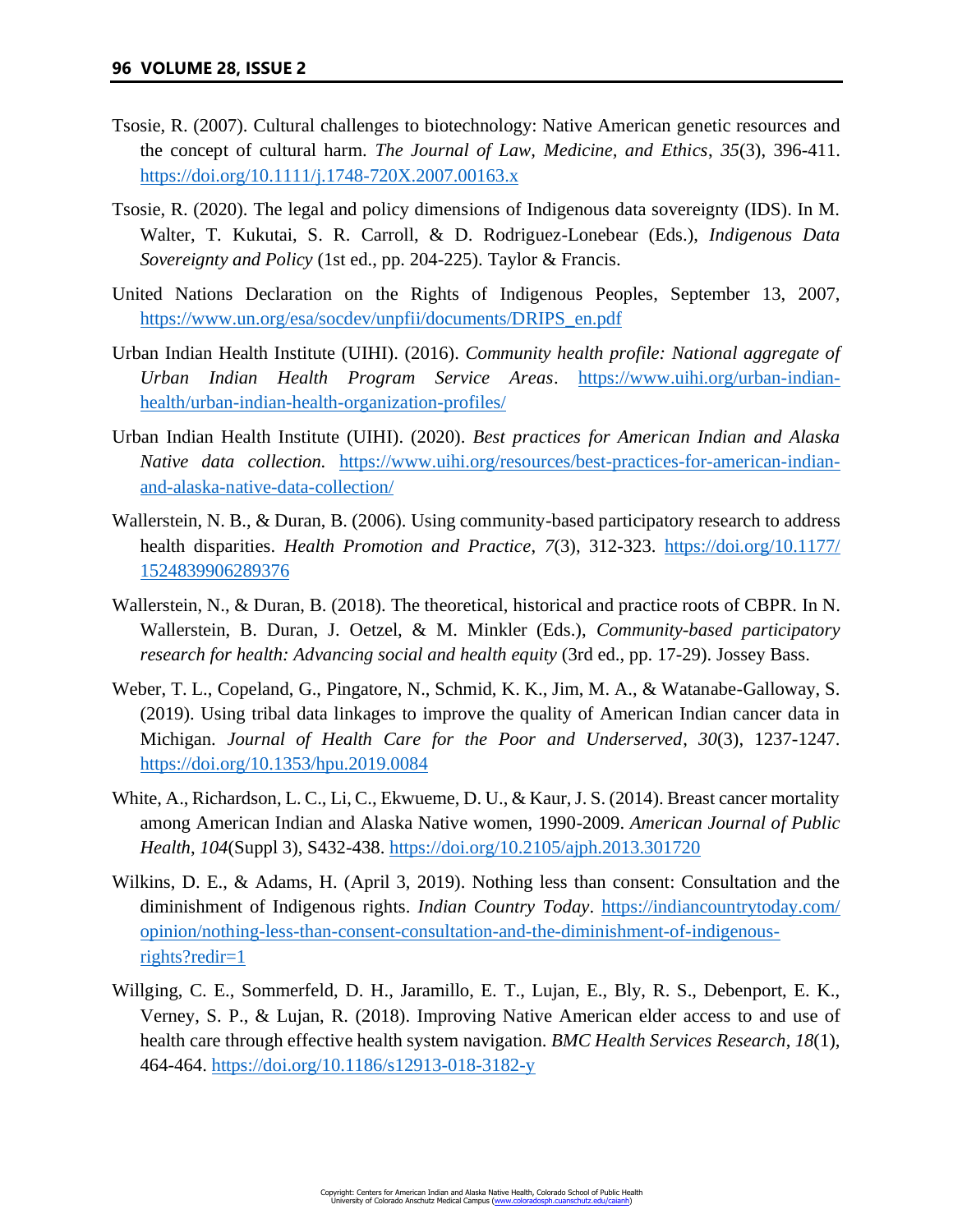Tsosie, R. (2007). Cultural challenges to biotechnology: Native American genetic resources and the concept of cultural harm. *The Journal of Law, Medicine, and Ethics*, *35*(3), 396-411. https://doi.org/10.1111/j.1748-720X.2007.00163.x

Tsosie, R. (2020). The legal and policy dimensions of Indigenous data sovereignty (IDS). In M. Walter, T. Kukutai, S. R. Carroll, & D. Rodriguez-Lonebear (Eds.), *Indigenous Data Sovereignty and Policy* (1st ed., pp. 204-225). Taylor & Francis.

United Nations Declaration on the Rights of Indigenous Peoples, September 13, 2007, https://www.un.org/esa/socdev/unpfii/documents/DRIPS_en.pdf

Urban Indian Health Institute (UIHI). (2016). *Community health profile: National aggregate of Urban Indian Health Program Service Areas*. https://www.uihi.org/urban-indian-health/urban-indian-health-organization-profiles/

Urban Indian Health Institute (UIHI). (2020). *Best practices for American Indian and Alaska Native data collection.* https://www.uihi.org/resources/best-practices-for-american-indian-and-alaska-native-data-collection/

Wallerstein, N. B., & Duran, B. (2006). Using community-based participatory research to address health disparities. *Health Promotion and Practice*, *7*(3), 312-323. https://doi.org/10.1177/1524839906289376

Wallerstein, N., & Duran, B. (2018). The theoretical, historical and practice roots of CBPR. In N. Wallerstein, B. Duran, J. Oetzel, & M. Minkler (Eds.), *Community-based participatory research for health: Advancing social and health equity* (3rd ed., pp. 17-29). Jossey Bass.

Weber, T. L., Copeland, G., Pingatore, N., Schmid, K. K., Jim, M. A., & Watanabe-Galloway, S. (2019). Using tribal data linkages to improve the quality of American Indian cancer data in Michigan. *Journal of Health Care for the Poor and Underserved*, *30*(3), 1237-1247. https://doi.org/10.1353/hpu.2019.0084

White, A., Richardson, L. C., Li, C., Ekwueme, D. U., & Kaur, J. S. (2014). Breast cancer mortality among American Indian and Alaska Native women, 1990-2009. *American Journal of Public Health*, *104*(Suppl 3), S432-438. https://doi.org/10.2105/ajph.2013.301720

Wilkins, D. E., & Adams, H. (April 3, 2019). Nothing less than consent: Consultation and the diminishment of Indigenous rights. *Indian Country Today*. https://indiancountrytoday.com/opinion/nothing-less-than-consent-consultation-and-the-diminishment-of-indigenous-rights?redir=1

Willging, C. E., Sommerfeld, D. H., Jaramillo, E. T., Lujan, E., Bly, R. S., Debenport, E. K., Verney, S. P., & Lujan, R. (2018). Improving Native American elder access to and use of health care through effective health system navigation. *BMC Health Services Research*, *18*(1), 464-464. https://doi.org/10.1186/s12913-018-3182-y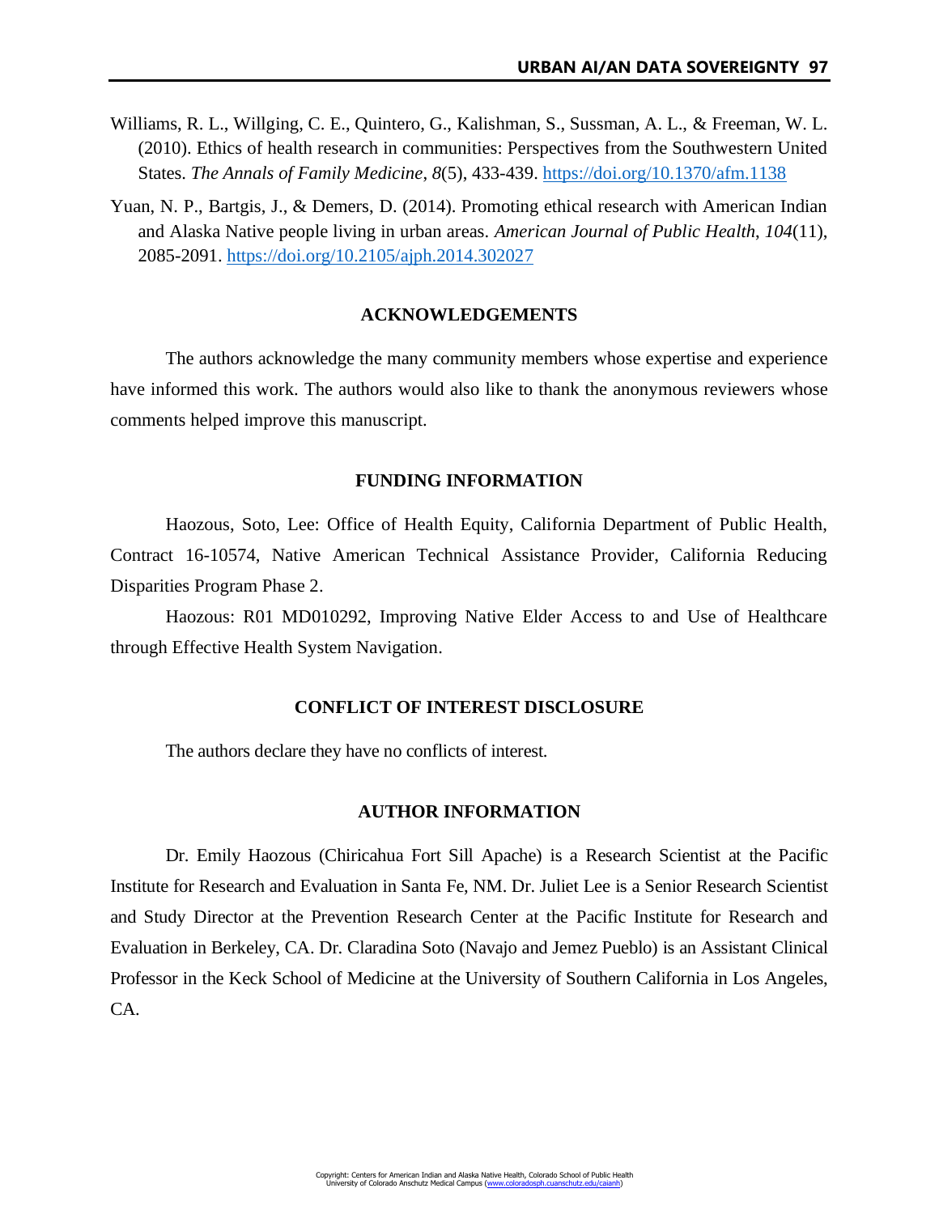Williams, R. L., Willging, C. E., Quintero, G., Kalishman, S., Sussman, A. L., & Freeman, W. L. (2010). Ethics of health research in communities: Perspectives from the Southwestern United States. *The Annals of Family Medicine*, *8*(5), 433-439. https://doi.org/10.1370/afm.1138

Yuan, N. P., Bartgis, J., & Demers, D. (2014). Promoting ethical research with American Indian and Alaska Native people living in urban areas. *American Journal of Public Health*, *104*(11), 2085-2091. https://doi.org/10.2105/ajph.2014.302027

## ACKNOWLEDGEMENTS

The authors acknowledge the many community members whose expertise and experience have informed this work. The authors would also like to thank the anonymous reviewers whose comments helped improve this manuscript.

## FUNDING INFORMATION

Haozous, Soto, Lee: Office of Health Equity, California Department of Public Health, Contract 16-10574, Native American Technical Assistance Provider, California Reducing Disparities Program Phase 2.

Haozous: R01 MD010292, Improving Native Elder Access to and Use of Healthcare through Effective Health System Navigation.

## CONFLICT OF INTEREST DISCLOSURE

The authors declare they have no conflicts of interest.

## AUTHOR INFORMATION

Dr. Emily Haozous (Chiricahua Fort Sill Apache) is a Research Scientist at the Pacific Institute for Research and Evaluation in Santa Fe, NM. Dr. Juliet Lee is a Senior Research Scientist and Study Director at the Prevention Research Center at the Pacific Institute for Research and Evaluation in Berkeley, CA. Dr. Claradina Soto (Navajo and Jemez Pueblo) is an Assistant Clinical Professor in the Keck School of Medicine at the University of Southern California in Los Angeles, CA.